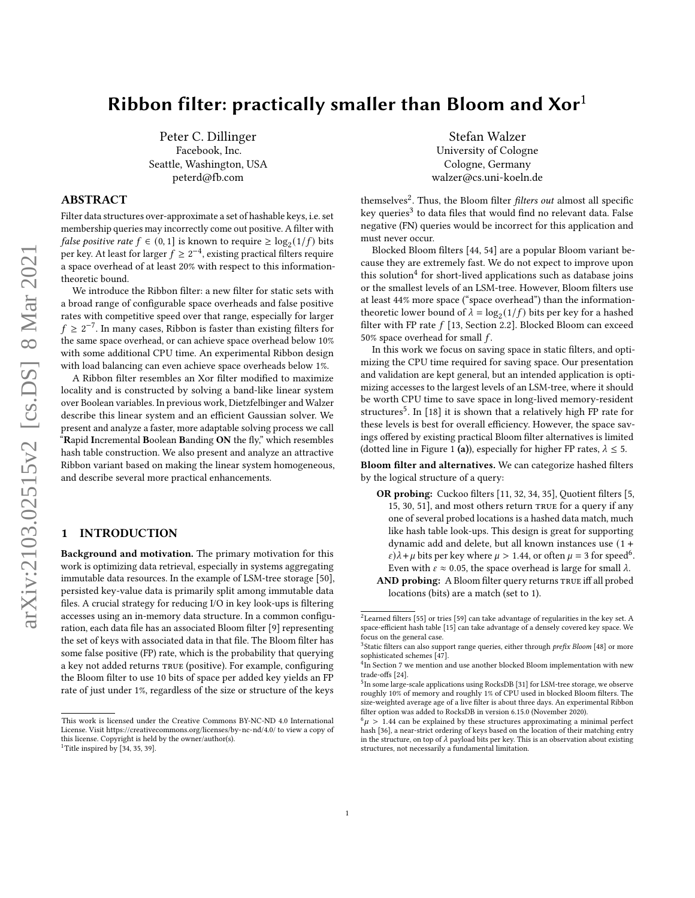# Ribbon filter: practically smaller than Bloom and Xor[1]

Peter C. Dillinger
Facebook, Inc.
Seattle, Washington, USA
peterd@fb.com

Stefan Walzer
University of Cologne
Cologne, Germany
walzer@cs.uni-koeln.de

## ABSTRACT

Filter data structures over-approximate a set of hashable keys, i.e. set membership queries may incorrectly come out positive. A filter with *false positive rate* $f \in (0, 1]$ is known to require $\geq \log_2(1/f)$ bits per key. At least for larger $f \geq 2^{-4}$, existing practical filters require a space overhead of at least 20% with respect to this information-theoretic bound.

We introduce the Ribbon filter: a new filter for static sets with a broad range of configurable space overheads and false positive rates with competitive speed over that range, especially for larger $f \geq 2^{-7}$. In many cases, Ribbon is faster than existing filters for the same space overhead, or can achieve space overhead below 10% with some additional CPU time. An experimental Ribbon design with load balancing can even achieve space overheads below 1%.

A Ribbon filter resembles an Xor filter modified to maximize locality and is constructed by solving a band-like linear system over Boolean variables. In previous work, Dietzfelbinger and Walzer describe this linear system and an efficient Gaussian solver. We present and analyze a faster, more adaptable solving process we call "**R**apid **I**ncremental **B**oolean **B**anding **ON** the fly," which resembles hash table construction. We also present and analyze an attractive Ribbon variant based on making the linear system homogeneous, and describe several more practical enhancements.

## 1 INTRODUCTION

**Background and motivation.** The primary motivation for this work is optimizing data retrieval, especially in systems aggregating immutable data resources. In the example of LSM-tree storage [50], persisted key-value data is primarily split among immutable data files. A crucial strategy for reducing I/O in key look-ups is filtering accesses using an in-memory data structure. In a common configuration, each data file has an associated Bloom filter [9] representing the set of keys with associated data in that file. The Bloom filter has some false positive (FP) rate, which is the probability that querying a key not added returns TRUE (positive). For example, configuring the Bloom filter to use 10 bits of space per added key yields an FP rate of just under 1%, regardless of the size or structure of the keys themselves[2]. Thus, the Bloom filter *filters out* almost all specific key queries[3] to data files that would find no relevant data. False negative (FN) queries would be incorrect for this application and must never occur.

Blocked Bloom filters [44, 54] are a popular Bloom variant because they are extremely fast. We do not expect to improve upon this solution[4] for short-lived applications such as database joins or the smallest levels of an LSM-tree. However, Bloom filters use at least 44% more space ("space overhead") than the information-theoretic lower bound of $\lambda = \log_2(1/f)$ bits per key for a hashed filter with FP rate $f$ [13, Section 2.2]. Blocked Bloom can exceed 50% space overhead for small $f$.

In this work we focus on saving space in static filters, and optimizing the CPU time required for saving space. Our presentation and validation are kept general, but an intended application is optimizing accesses to the largest levels of an LSM-tree, where it should be worth CPU time to save space in long-lived memory-resident structures[5]. In [18] it is shown that a relatively high FP rate for these levels is best for overall efficiency. However, the space savings offered by existing practical Bloom filter alternatives is limited (dotted line in Figure 1 **(a)**), especially for higher FP rates, $\lambda \leq 5$.

**Bloom filter and alternatives.** We can categorize hashed filters by the logical structure of a query:

- **OR probing:** Cuckoo filters [11, 32, 34, 35], Quotient filters [5, 15, 30, 51], and most others return TRUE for a query if any one of several probed locations is a hashed data match, much like hash table look-ups. This design is great for supporting dynamic add and delete, but all known instances use $(1 + \varepsilon)\lambda + \mu$ bits per key where $\mu > 1.44$, or often $\mu = 3$ for speed[6]. Even with $\varepsilon \approx 0.05$, the space overhead is large for small $\lambda$.
- **AND probing:** A Bloom filter query returns TRUE iff all probed locations (bits) are a match (set to 1).

---

This work is licensed under the Creative Commons BY-NC-ND 4.0 International License. Visit https://creativecommons.org/licenses/by-nc-nd/4.0/ to view a copy of this license. Copyright is held by the owner/author(s).

[1] Title inspired by [34, 35, 39].

[2] Learned filters [55] or tries [59] can take advantage of regularities in the key set. A space-efficient hash table [15] can take advantage of a densely covered key space. We focus on the general case.

[3] Static filters can also support range queries, either through *prefix Bloom* [48] or more sophisticated schemes [47].

[4] In Section 7 we mention and use another blocked Bloom implementation with new trade-offs [24].

[5] In some large-scale applications using RocksDB [31] for LSM-tree storage, we observe roughly 10% of memory and roughly 1% of CPU used in blocked Bloom filters. The size-weighted average age of a live filter is about three days. An experimental Ribbon filter option was added to RocksDB in version 6.15.0 (November 2020).

[6] $\mu > 1.44$ can be explained by these structures approximating a minimal perfect hash [36], a near-strict ordering of keys based on the location of their matching entry in the structure, on top of $\lambda$ payload bits per key. This is an observation about existing structures, not necessarily a fundamental limitation.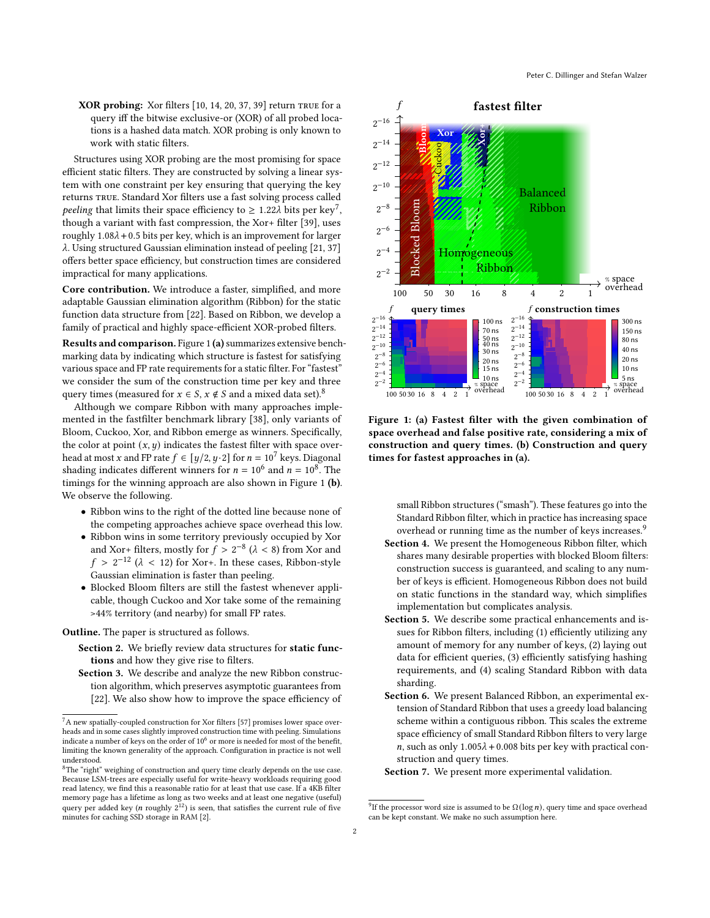**XOR probing:** Xor filters [10, 14, 20, 37, 39] return TRUE for a query iff the bitwise exclusive-or (XOR) of all probed locations is a hashed data match. XOR probing is only known to work with static filters.

Structures using XOR probing are the most promising for space efficient static filters. They are constructed by solving a linear system with one constraint per key ensuring that querying the key returns TRUE. Standard Xor filters use a fast solving process called *peeling* that limits their space efficiency to $\geq 1.22\lambda$ bits per key[7], though a variant with fast compression, the Xor+ filter [39], uses roughly $1.08\lambda + 0.5$ bits per key, which is an improvement for larger $\lambda$. Using structured Gaussian elimination instead of peeling [21, 37] offers better space efficiency, but construction times are considered impractical for many applications.

**Core contribution.** We introduce a faster, simplified, and more adaptable Gaussian elimination algorithm (Ribbon) for the static function data structure from [22]. Based on Ribbon, we develop a family of practical and highly space-efficient XOR-probed filters.

**Results and comparison.** Figure 1 **(a)** summarizes extensive benchmarking data by indicating which structure is fastest for satisfying various space and FP rate requirements for a static filter. For "fastest" we consider the sum of the construction time per key and three query times (measured for $x \in S$, $x \notin S$ and a mixed data set).[8]

Although we compare Ribbon with many approaches implemented in the fastfilter benchmark library [38], only variants of Bloom, Cuckoo, Xor, and Ribbon emerge as winners. Specifically, the color at point $(x, y)$ indicates the fastest filter with space overhead at most $x$ and FP rate $f \in [y/2, y \cdot 2]$ for $n = 10^7$ keys. Diagonal shading indicates different winners for $n = 10^6$ and $n = 10^8$. The timings for the winning approach are also shown in Figure 1 **(b)**. We observe the following.

- Ribbon wins to the right of the dotted line because none of the competing approaches achieve space overhead this low.
- Ribbon wins in some territory previously occupied by Xor and Xor+ filters, mostly for $f > 2^{-8}$ ($\lambda < 8$) from Xor and $f > 2^{-12}$ ($\lambda < 12$) for Xor+. In these cases, Ribbon-style Gaussian elimination is faster than peeling.
- Blocked Bloom filters are still the fastest whenever applicable, though Cuckoo and Xor take some of the remaining >44% territory (and nearby) for small FP rates.

**Outline.** The paper is structured as follows.

**Section 2.** We briefly review data structures for **static functions** and how they give rise to filters.

**Section 3.** We describe and analyze the new Ribbon construction algorithm, which preserves asymptotic guarantees from [22]. We also show how to improve the space efficiency of small Ribbon structures ("smash"). These features go into the Standard Ribbon filter, which in practice has increasing space overhead or running time as the number of keys increases.[9]

**Section 4.** We present the Homogeneous Ribbon filter, which shares many desirable properties with blocked Bloom filters: construction success is guaranteed, and scaling to any number of keys is efficient. Homogeneous Ribbon does not build on static functions in the standard way, which simplifies implementation but complicates analysis.

**Section 5.** We describe some practical enhancements and issues for Ribbon filters, including (1) efficiently utilizing any amount of memory for any number of keys, (2) laying out data for efficient queries, (3) efficiently satisfying hashing requirements, and (4) scaling Standard Ribbon with data sharding.

**Section 6.** We present Balanced Ribbon, an experimental extension of Standard Ribbon that uses a greedy load balancing scheme within a contiguous ribbon. This scales the extreme space efficiency of small Standard Ribbon filters to very large $n$, such as only $1.005\lambda + 0.008$ bits per key with practical construction and query times.

**Section 7.** We present more experimental validation.

**Figure 1: (a) Fastest filter with the given combination of space overhead and false positive rate, considering a mix of construction and query times. (b) Construction and query times for fastest approaches in (a).**

---

[7] A new spatially-coupled construction for Xor filters [57] promises lower space overheads and in some cases slightly improved construction time with peeling. Simulations indicate a number of keys on the order of $10^6$ or more is needed for most of the benefit, limiting the known generality of the approach. Configuration in practice is not well understood.

[8] The "right" weighing of construction and query time clearly depends on the use case. Because LSM-trees are especially useful for write-heavy workloads requiring good read latency, we find this a reasonable ratio for at least that use case. If a 4KB filter memory page has a lifetime as long as two weeks and at least one negative (useful) query per added key ($n$ roughly $2^{12}$) is seen, that satisfies the current rule of five minutes for caching SSD storage in RAM [2].

[9] If the processor word size is assumed to be $\Omega(\log n)$, query time and space overhead can be kept constant. We make no such assumption here.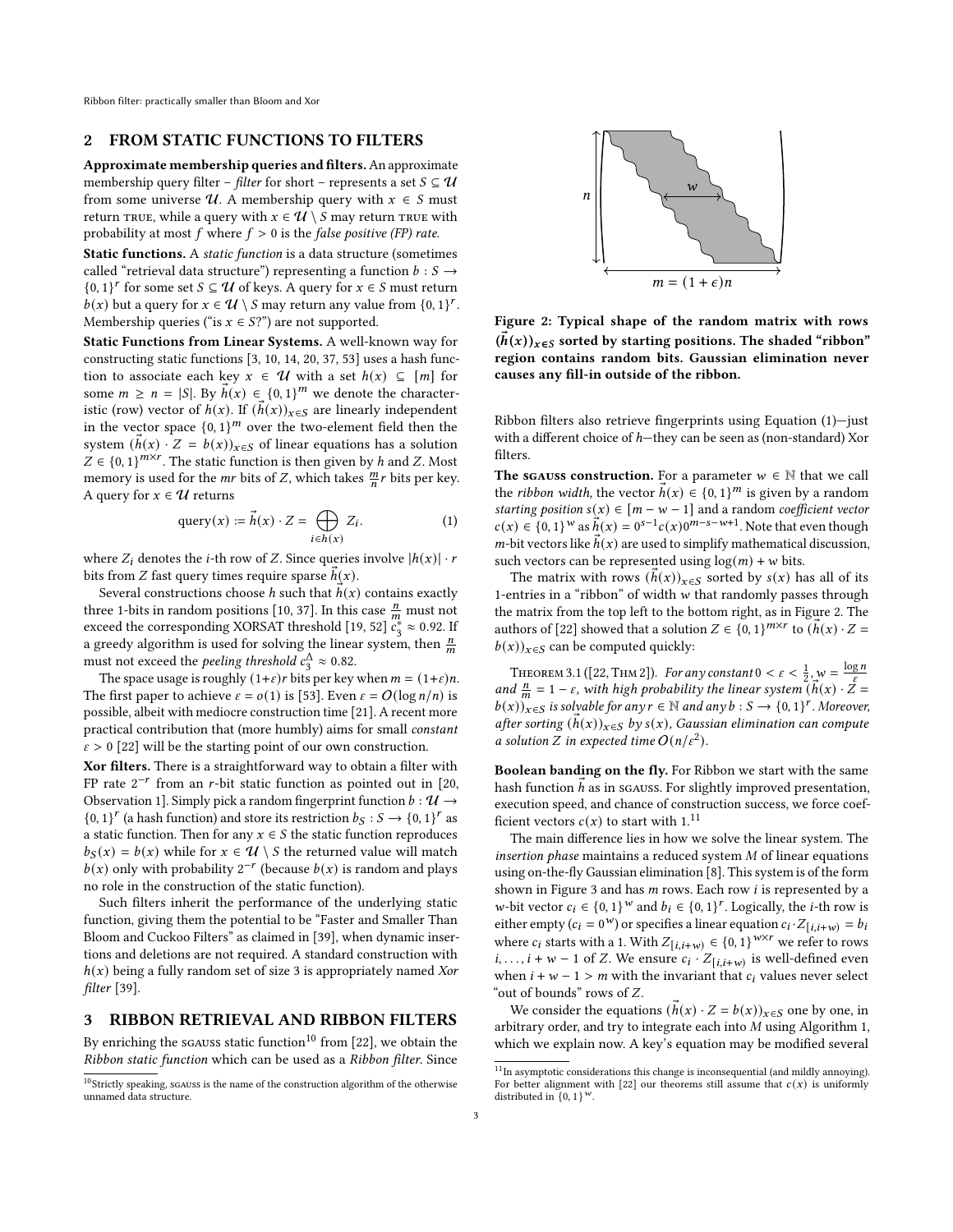## 2 FROM STATIC FUNCTIONS TO FILTERS

**Approximate membership queries and filters.** An approximate membership query filter – *filter* for short – represents a set $S \subseteq \mathcal{U}$ from some universe $\mathcal{U}$. A membership query with $x \in S$ must return TRUE, while a query with $x \in \mathcal{U} \setminus S$ may return TRUE with probability at most $f$ where $f > 0$ is the *false positive (FP) rate.*

**Static functions.** A *static function* is a data structure (sometimes called "retrieval data structure") representing a function $b : S \to \{0,1\}^r$ for some set $S \subseteq \mathcal{U}$ of keys. A query for $x \in S$ must return $b(x)$ but a query for $x \in \mathcal{U} \setminus S$ may return any value from $\{0,1\}^r$. Membership queries ("is $x \in S$?") are not supported.

**Static Functions from Linear Systems.** A well-known way for constructing static functions [3, 10, 14, 20, 37, 53] uses a hash function to associate each key $x \in \mathcal{U}$ with a set $h(x) \subseteq [m]$ for some $m \geq n = |S|$. By $\vec{h}(x) \in \{0,1\}^m$ we denote the characteristic (row) vector of $h(x)$. If $(\vec{h}(x))_{x\in S}$ are linearly independent in the vector space $\{0,1\}^m$ over the two-element field then the system $(\vec{h}(x) \cdot Z = b(x))_{x\in S}$ of linear equations has a solution $Z \in \{0,1\}^{m\times r}$. The static function is then given by $h$ and $Z$. Most memory is used for the $mr$ bits of $Z$, which takes $\frac{m}{n}r$ bits per key. A query for $x \in \mathcal{U}$ returns

$$\text{query}(x) := \vec{h}(x) \cdot Z = \bigoplus_{i \in h(x)} Z_i. \tag{1}$$

where $Z_i$ denotes the $i$-th row of $Z$. Since queries involve $|h(x)| \cdot r$ bits from $Z$ fast query times require sparse $\vec{h}(x)$.

Several constructions choose $h$ such that $\vec{h}(x)$ contains exactly three 1-bits in random positions [10, 37]. In this case $\frac{n}{m}$ must not exceed the corresponding XORSAT threshold [19, 52] $c_3^* \approx 0.92$. If a greedy algorithm is used for solving the linear system, then $\frac{n}{m}$ must not exceed the *peeling threshold* $c_3^\Delta \approx 0.82$.

The space usage is roughly $(1+\varepsilon)r$ bits per key when $m = (1+\varepsilon)n$. The first paper to achieve $\varepsilon = o(1)$ is [53]. Even $\varepsilon = O(\log n/n)$ is possible, albeit with mediocre construction time [21]. A recent more practical contribution that (more humbly) aims for small *constant* $\varepsilon > 0$ [22] will be the starting point of our own construction.

**Xor filters.** There is a straightforward way to obtain a filter with FP rate $2^{-r}$ from an $r$-bit static function as pointed out in [20, Observation 1]. Simply pick a random fingerprint function $b : \mathcal{U} \to \{0,1\}^r$ (a hash function) and store its restriction $b_S : S \to \{0,1\}^r$ as a static function. Then for any $x \in S$ the static function reproduces $b_S(x) = b(x)$ while for $x \in \mathcal{U} \setminus S$ the returned value will match $b(x)$ only with probability $2^{-r}$ (because $b(x)$ is random and plays no role in the construction of the static function).

Such filters inherit the performance of the underlying static function, giving them the potential to be "Faster and Smaller Than Bloom and Cuckoo Filters" as claimed in [39], when dynamic insertions and deletions are not required. A standard construction with $h(x)$ being a fully random set of size 3 is appropriately named *Xor filter* [39].

## 3 RIBBON RETRIEVAL AND RIBBON FILTERS

By enriching the SGAUSS static function[10] from [22], we obtain the *Ribbon static function* which can be used as a *Ribbon filter*. Since

Figure 2: Typical shape of the random matrix with rows $(\vec{h}(x))_{x\in S}$ sorted by starting positions. The shaded "ribbon" region contains random bits. Gaussian elimination never causes any fill-in outside of the ribbon.

Ribbon filters also retrieve fingerprints using Equation (1)—just with a different choice of $h$—they can be seen as (non-standard) Xor filters.

**The SGAUSS construction.** For a parameter $w \in \mathbb{N}$ that we call the *ribbon width*, the vector $\vec{h}(x) \in \{0,1\}^m$ is given by a random *starting position* $s(x) \in [m-w-1]$ and a random *coefficient vector* $c(x) \in \{0,1\}^w$ as $\vec{h}(x) = 0^{s-1}c(x)0^{m-s-w+1}$. Note that even though $m$-bit vectors like $\vec{h}(x)$ are used to simplify mathematical discussion, such vectors can be represented using $\log(m) + w$ bits.

The matrix with rows $(\vec{h}(x))_{x\in S}$ sorted by $s(x)$ has all of its 1-entries in a "ribbon" of width $w$ that randomly passes through the matrix from the top left to the bottom right, as in Figure 2. The authors of [22] showed that a solution $Z \in \{0,1\}^{m\times r}$ to $(\vec{h}(x) \cdot Z = b(x))_{x\in S}$ can be computed quickly:

THEOREM 3.1 ([22, THM 2]). *For any constant $0 < \varepsilon < \frac{1}{2}$, $w = \frac{\log n}{\varepsilon}$ and $\frac{n}{m} = 1 - \varepsilon$, with high probability the linear system $(\vec{h}(x) \cdot Z = b(x))_{x\in S}$ is solvable for any $r \in \mathbb{N}$ and any $b : S \to \{0,1\}^r$. Moreover, after sorting $(\vec{h}(x))_{x\in S}$ by $s(x)$, Gaussian elimination can compute a solution $Z$ in expected time $O(n/\varepsilon^2)$.*

**Boolean banding on the fly.** For Ribbon we start with the same hash function $\vec{h}$ as in SGAUSS. For slightly improved presentation, execution speed, and chance of construction success, we force coefficient vectors $c(x)$ to start with 1.[11]

The main difference lies in how we solve the linear system. The *insertion phase* maintains a reduced system $M$ of linear equations using on-the-fly Gaussian elimination [8]. This system is of the form shown in Figure 3 and has $m$ rows. Each row $i$ is represented by a $w$-bit vector $c_i \in \{0,1\}^w$ and $b_i \in \{0,1\}^r$. Logically, the $i$-th row is either empty ($c_i = 0^w$) or specifies a linear equation $c_i \cdot Z_{[i,i+w)} = b_i$ where $c_i$ starts with a 1. With $Z_{[i,i+w)} \in \{0,1\}^{w\times r}$ we refer to rows $i, \ldots, i+w-1$ of $Z$. We ensure $c_i \cdot Z_{[i,i+w)}$ is well-defined even when $i + w - 1 > m$ with the invariant that $c_i$ values never select "out of bounds" rows of $Z$.

We consider the equations $(\vec{h}(x) \cdot Z = b(x))_{x\in S}$ one by one, in arbitrary order, and try to integrate each into $M$ using Algorithm 1, which we explain now. A key's equation may be modified several

---

[10] Strictly speaking, SGAUSS is the name of the construction algorithm of the otherwise unnamed data structure.

[11] In asymptotic considerations this change is inconsequential (and mildly annoying). For better alignment with [22] our theorems still assume that $c(x)$ is uniformly distributed in $\{0,1\}^w$.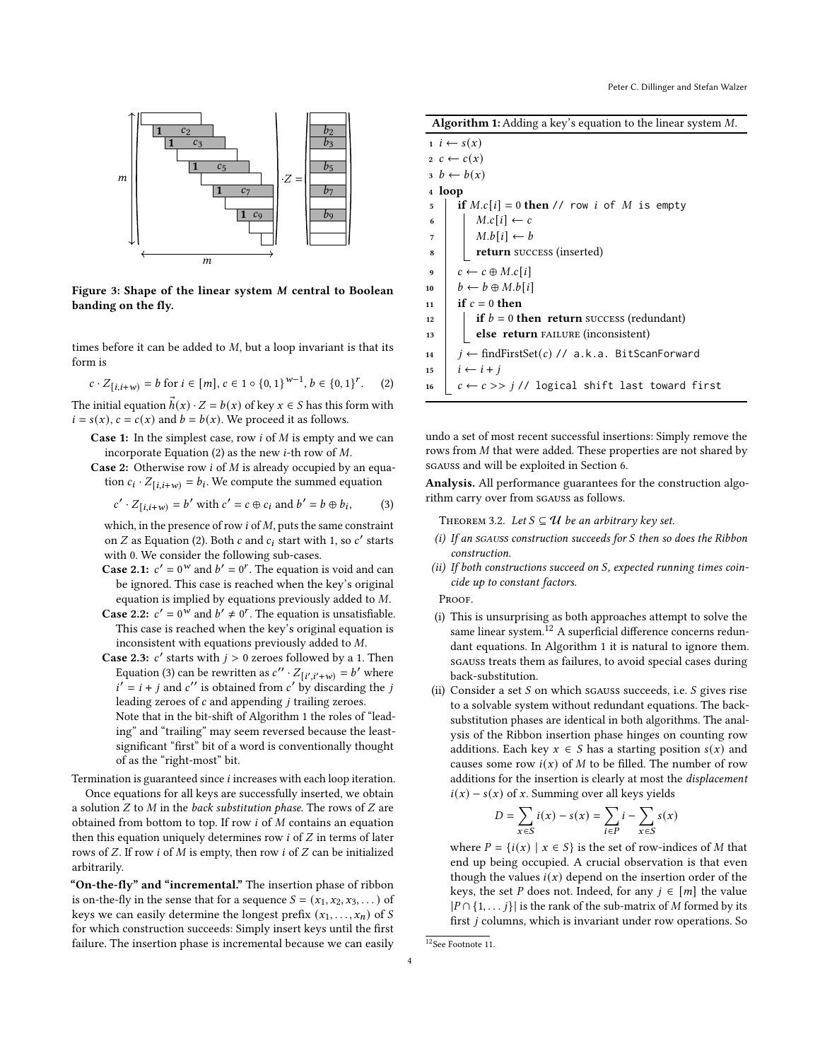Figure 3: Shape of the linear system $M$ central to Boolean banding on the fly.

times before it can be added to $M$, but a loop invariant is that its form is

$$c \cdot Z_{[i,i+w)} = b \text{ for } i \in [m],\ c \in 1 \circ \{0,1\}^{w-1},\ b \in \{0,1\}^r. \quad (2)$$

The initial equation $\vec{h}(x) \cdot Z = b(x)$ of key $x \in S$ has this form with $i = s(x)$, $c = c(x)$ and $b = b(x)$. We proceed it as follows.

**Case 1:** In the simplest case, row $i$ of $M$ is empty and we can incorporate Equation (2) as the new $i$-th row of $M$.

**Case 2:** Otherwise row $i$ of $M$ is already occupied by an equation $c_i \cdot Z_{[i,i+w)} = b_i$. We compute the summed equation

$$c' \cdot Z_{[i,i+w)} = b' \text{ with } c' = c \oplus c_i \text{ and } b' = b \oplus b_i, \quad (3)$$

which, in the presence of row $i$ of $M$, puts the same constraint on $Z$ as Equation (2). Both $c$ and $c_i$ start with 1, so $c'$ starts with 0. We consider the following sub-cases.

- **Case 2.1:** $c' = 0^w$ and $b' = 0^r$. The equation is void and can be ignored. This case is reached when the key's original equation is implied by equations previously added to $M$.
- **Case 2.2:** $c' = 0^w$ and $b' \neq 0^r$. The equation is unsatisfiable. This case is reached when the key's original equation is inconsistent with equations previously added to $M$.
- **Case 2.3:** $c'$ starts with $j > 0$ zeroes followed by a 1. Then Equation (3) can be rewritten as $c'' \cdot Z_{[i',i'+w)} = b'$ where $i' = i + j$ and $c''$ is obtained from $c'$ by discarding the $j$ leading zeroes of $c$ and appending $j$ trailing zeroes. Note that in the bit-shift of Algorithm 1 the roles of "leading" and "trailing" may seem reversed because the least-significant "first" bit of a word is conventionally thought of as the "right-most" bit.

Termination is guaranteed since $i$ increases with each loop iteration.

Once equations for all keys are successfully inserted, we obtain a solution $Z$ to $M$ in the *back substitution phase*. The rows of $Z$ are obtained from bottom to top. If row $i$ of $M$ contains an equation then this equation uniquely determines row $i$ of $Z$ in terms of later rows of $Z$. If row $i$ of $M$ is empty, then row $i$ of $Z$ can be initialized arbitrarily.

**"On-the-fly" and "incremental."** The insertion phase of ribbon is on-the-fly in the sense that for a sequence $S = (x_1, x_2, x_3, \dots)$ of keys we can easily determine the longest prefix $(x_1, \dots, x_n)$ of $S$ for which construction succeeds: Simply insert keys until the first failure. The insertion phase is incremental because we can easily

**Algorithm 1:** Adding a key's equation to the linear system $M$.

```
1  i ← s(x)
2  c ← c(x)
3  b ← b(x)
4  loop
5      if M.c[i] = 0 then // row i of M is empty
6          M.c[i] ← c
7          M.b[i] ← b
8          return SUCCESS (inserted)
9      c ← c ⊕ M.c[i]
10     b ← b ⊕ M.b[i]
11     if c = 0 then
12         if b = 0 then return SUCCESS (redundant)
13         else return FAILURE (inconsistent)
14     j ← findFirstSet(c) // a.k.a. BitScanForward
15     i ← i + j
16     c ← c >> j // logical shift last toward first
```

undo a set of most recent successful insertions: Simply remove the rows from $M$ that were added. These properties are not shared by SGAUSS and will be exploited in Section 6.

**Analysis.** All performance guarantees for the construction algorithm carry over from SGAUSS as follows.

Theorem 3.2. *Let $S \subseteq \mathcal{U}$ be an arbitrary key set.*

*(i) If an SGAUSS construction succeeds for $S$ then so does the Ribbon construction.*

*(ii) If both constructions succeed on $S$, expected running times coincide up to constant factors.*

Proof.

(i) This is unsurprising as both approaches attempt to solve the same linear system.[12] A superficial difference concerns redundant equations. In Algorithm 1 it is natural to ignore them. SGAUSS treats them as failures, to avoid special cases during back-substitution.

(ii) Consider a set $S$ on which SGAUSS succeeds, i.e. $S$ gives rise to a solvable system without redundant equations. The back-substitution phases are identical in both algorithms. The analysis of the Ribbon insertion phase hinges on counting row additions. Each key $x \in S$ has a starting position $s(x)$ and causes some row $i(x)$ of $M$ to be filled. The number of row additions for the insertion is clearly at most the *displacement* $i(x) - s(x)$ of $x$. Summing over all keys yields

$$D = \sum_{x \in S} i(x) - s(x) = \sum_{i \in P} i - \sum_{x \in S} s(x)$$

where $P = \{i(x) \mid x \in S\}$ is the set of row-indices of $M$ that end up being occupied. A crucial observation is that even though the values $i(x)$ depend on the insertion order of the keys, the set $P$ does not. Indeed, for any $j \in [m]$ the value $|P \cap \{1, \dots j\}|$ is the rank of the sub-matrix of $M$ formed by its first $j$ columns, which is invariant under row operations. So

[12] See Footnote 11.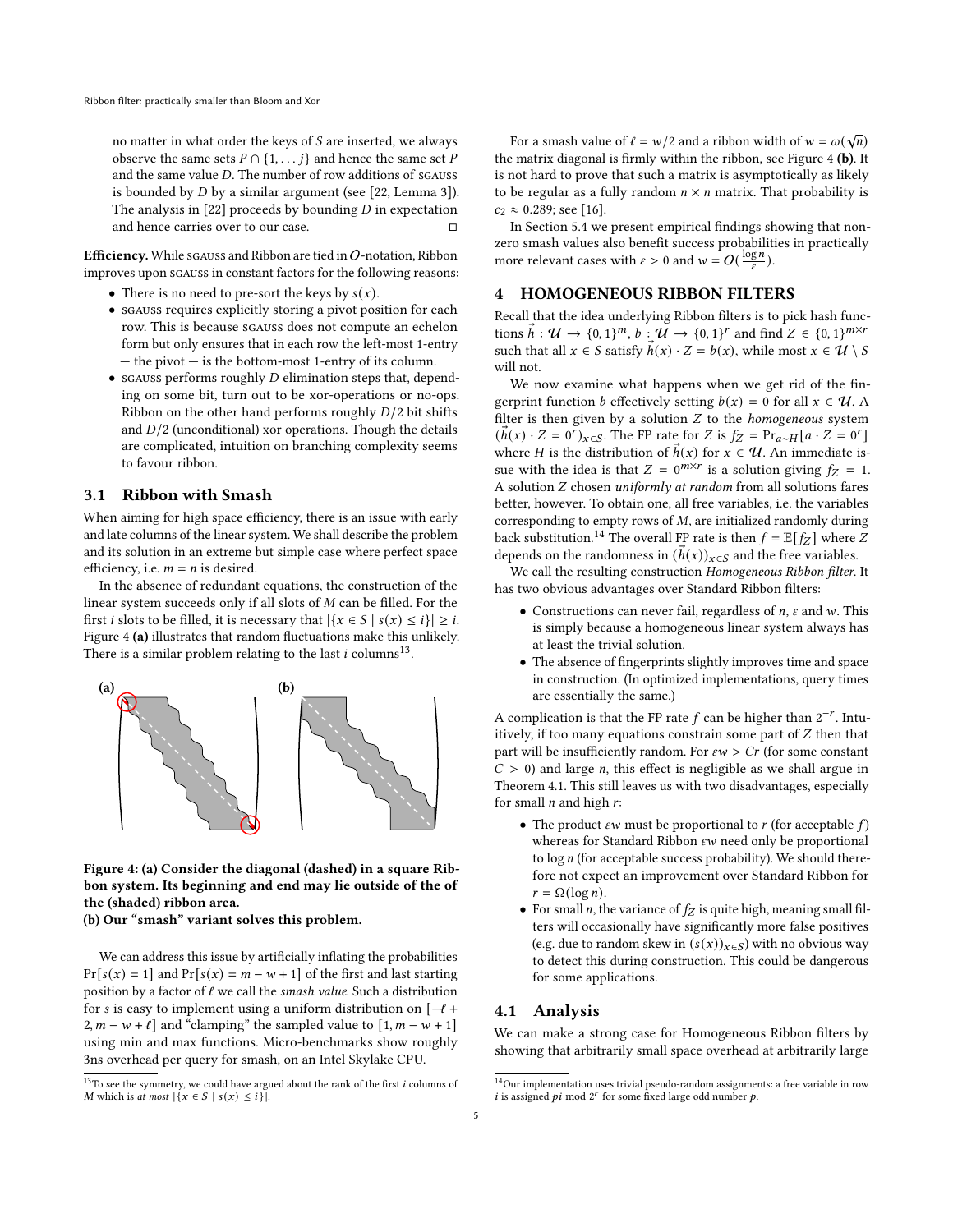no matter in what order the keys of $S$ are inserted, we always observe the same sets $P \cap \{1, \ldots j\}$ and hence the same set $P$ and the same value $D$. The number of row additions of SGAUSS is bounded by $D$ by a similar argument (see [22, Lemma 3]). The analysis in [22] proceeds by bounding $D$ in expectation and hence carries over to our case. □

**Efficiency.** While SGAUSS and Ribbon are tied in $O$-notation, Ribbon improves upon SGAUSS in constant factors for the following reasons:

- There is no need to pre-sort the keys by $s(x)$.
- SGAUSS requires explicitly storing a pivot position for each row. This is because SGAUSS does not compute an echelon form but only ensures that in each row the left-most 1-entry — the pivot — is the bottom-most 1-entry of its column.
- SGAUSS performs roughly $D$ elimination steps that, depending on some bit, turn out to be xor-operations or no-ops. Ribbon on the other hand performs roughly $D/2$ bit shifts and $D/2$ (unconditional) xor operations. Though the details are complicated, intuition on branching complexity seems to favour ribbon.

## 3.1 Ribbon with Smash

When aiming for high space efficiency, there is an issue with early and late columns of the linear system. We shall describe the problem and its solution in an extreme but simple case where perfect space efficiency, i.e. $m = n$ is desired.

In the absence of redundant equations, the construction of the linear system succeeds only if all slots of $M$ can be filled. For the first $i$ slots to be filled, it is necessary that $|\{x \in S \mid s(x) \leq i\}| \geq i$. Figure 4 **(a)** illustrates that random fluctuations make this unlikely. There is a similar problem relating to the last $i$ columns[13].

**Figure 4: (a) Consider the diagonal (dashed) in a square Ribbon system. Its beginning and end may lie outside of the of the (shaded) ribbon area.**
**(b) Our "smash" variant solves this problem.**

We can address this issue by artificially inflating the probabilities $\Pr[s(x) = 1]$ and $\Pr[s(x) = m - w + 1]$ of the first and last starting position by a factor of $\ell$ we call the *smash value*. Such a distribution for $s$ is easy to implement using a uniform distribution on $[-\ell + 2, m - w + \ell]$ and "clamping" the sampled value to $[1, m - w + 1]$ using min and max functions. Micro-benchmarks show roughly 3ns overhead per query for smash, on an Intel Skylake CPU.

For a smash value of $\ell = w/2$ and a ribbon width of $w = \omega(\sqrt{n})$ the matrix diagonal is firmly within the ribbon, see Figure 4 **(b)**. It is not hard to prove that such a matrix is asymptotically as likely to be regular as a fully random $n \times n$ matrix. That probability is $c_2 \approx 0.289$; see [16].

In Section 5.4 we present empirical findings showing that non-zero smash values also benefit success probabilities in practically more relevant cases with $\varepsilon > 0$ and $w = O(\frac{\log n}{\varepsilon})$.

# 4 HOMOGENEOUS RIBBON FILTERS

Recall that the idea underlying Ribbon filters is to pick hash functions $\vec{h} : \mathcal{U} \to \{0,1\}^m$, $b : \mathcal{U} \to \{0,1\}^r$ and find $Z \in \{0,1\}^{m \times r}$ such that all $x \in S$ satisfy $\vec{h}(x) \cdot Z = b(x)$, while most $x \in \mathcal{U} \setminus S$ will not.

We now examine what happens when we get rid of the fingerprint function $b$ effectively setting $b(x) = 0$ for all $x \in \mathcal{U}$. A filter is then given by a solution $Z$ to the *homogeneous* system $(\vec{h}(x) \cdot Z = 0^r)_{x \in S}$. The FP rate for $Z$ is $f_Z = \Pr_{a \sim H}[a \cdot Z = 0^r]$ where $H$ is the distribution of $\vec{h}(x)$ for $x \in \mathcal{U}$. An immediate issue with the idea is that $Z = 0^{m \times r}$ is a solution giving $f_Z = 1$. A solution $Z$ chosen *uniformly at random* from all solutions fares better, however. To obtain one, all free variables, i.e. the variables corresponding to empty rows of $M$, are initialized randomly during back substitution.[14] The overall FP rate is then $f = \mathbb{E}[f_Z]$ where $Z$ depends on the randomness in $(\vec{h}(x))_{x \in S}$ and the free variables.

We call the resulting construction *Homogeneous Ribbon filter*. It has two obvious advantages over Standard Ribbon filters:

- Constructions can never fail, regardless of $n$, $\varepsilon$ and $w$. This is simply because a homogeneous linear system always has at least the trivial solution.
- The absence of fingerprints slightly improves time and space in construction. (In optimized implementations, query times are essentially the same.)

A complication is that the FP rate $f$ can be higher than $2^{-r}$. Intuitively, if too many equations constrain some part of $Z$ then that part will be insufficiently random. For $\varepsilon w > Cr$ (for some constant $C > 0$) and large $n$, this effect is negligible as we shall argue in Theorem 4.1. This still leaves us with two disadvantages, especially for small $n$ and high $r$:

- The product $\varepsilon w$ must be proportional to $r$ (for acceptable $f$) whereas for Standard Ribbon $\varepsilon w$ need only be proportional to $\log n$ (for acceptable success probability). We should therefore not expect an improvement over Standard Ribbon for $r = \Omega(\log n)$.
- For small $n$, the variance of $f_Z$ is quite high, meaning small filters will occasionally have significantly more false positives (e.g. due to random skew in $(s(x))_{x \in S}$) with no obvious way to detect this during construction. This could be dangerous for some applications.

## 4.1 Analysis

We can make a strong case for Homogeneous Ribbon filters by showing that arbitrarily small space overhead at arbitrarily large

[13] To see the symmetry, we could have argued about the rank of the first $i$ columns of $M$ which is *at most* $|\{x \in S \mid s(x) \leq i\}|$.

[14] Our implementation uses trivial pseudo-random assignments: a free variable in row $i$ is assigned $pi \bmod 2^r$ for some fixed large odd number $p$.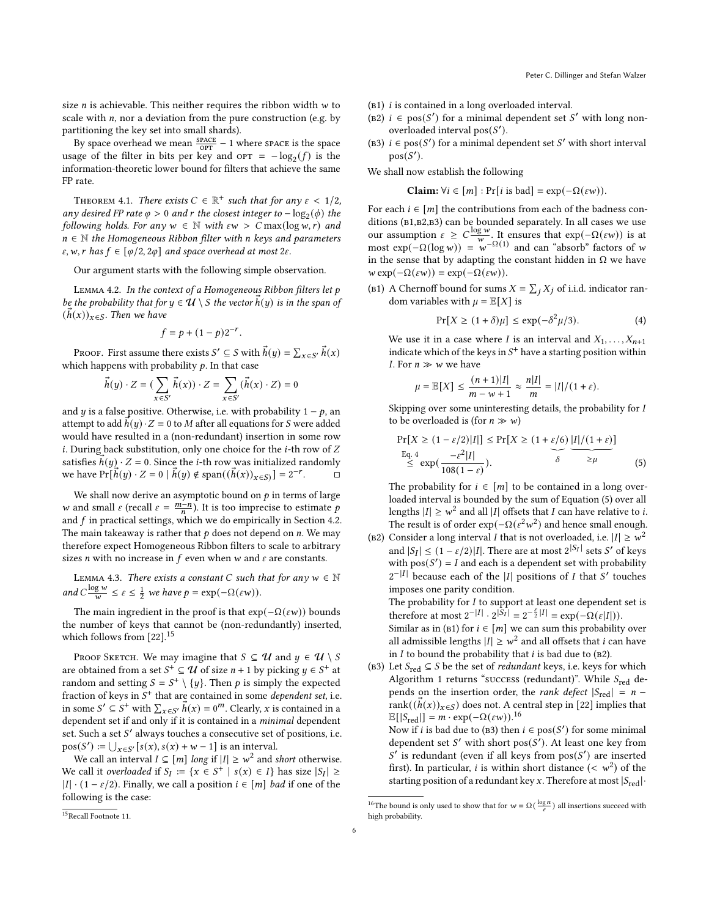size $n$ is achievable. This neither requires the ribbon width $w$ to scale with $n$, nor a deviation from the pure construction (e.g. by partitioning the key set into small shards).

By space overhead we mean $\frac{\text{SPACE}}{\text{OPT}} - 1$ where SPACE is the space usage of the filter in bits per key and $\text{OPT} = -\log_2(f)$ is the information-theoretic lower bound for filters that achieve the same FP rate.

Theorem 4.1. *There exists $C \in \mathbb{R}^+$ such that for any $\varepsilon < 1/2$, any desired FP rate $\varphi > 0$ and $r$ the closest integer to $-\log_2(\phi)$ the following holds. For any $w \in \mathbb{N}$ with $\varepsilon w > C \max(\log w, r)$ and $n \in \mathbb{N}$ the Homogeneous Ribbon filter with $n$ keys and parameters $\varepsilon, w, r$ has $f \in [\varphi/2, 2\varphi]$ and space overhead at most $2\varepsilon$.*

Our argument starts with the following simple observation.

Lemma 4.2. *In the context of a Homogeneous Ribbon filters let $p$ be the probability that for $y \in \mathcal{U} \setminus S$ the vector $\vec{h}(y)$ is in the span of $(\vec{h}(x))_{x \in S}$. Then we have*

$$f = p + (1-p)2^{-r}.$$

Proof. First assume there exists $S' \subseteq S$ with $\vec{h}(y) = \sum_{x \in S'} \vec{h}(x)$ which happens with probability $p$. In that case

$$\vec{h}(y) \cdot Z = (\sum_{x \in S'} \vec{h}(x)) \cdot Z = \sum_{x \in S'} (\vec{h}(x) \cdot Z) = 0$$

and $y$ is a false positive. Otherwise, i.e. with probability $1-p$, an attempt to add $\vec{h}(y) \cdot Z = 0$ to $M$ after all equations for $S$ were added would have resulted in a (non-redundant) insertion in some row $i$. During back substitution, only one choice for the $i$-th row of $Z$ satisfies $\vec{h}(y) \cdot Z = 0$. Since the $i$-th row was initialized randomly we have $\Pr[\vec{h}(y) \cdot Z = 0 \mid \vec{h}(y) \notin \text{span}((\vec{h}(x))_{x \in S})] = 2^{-r}$. $\square$

We shall now derive an asymptotic bound on $p$ in terms of large $w$ and small $\varepsilon$ (recall $\varepsilon = \frac{m-n}{n}$). It is too imprecise to estimate $p$ and $f$ in practical settings, which we do empirically in Section 4.2. The main takeaway is rather that $p$ does not depend on $n$. We may therefore expect Homogeneous Ribbon filters to scale to arbitrary sizes $n$ with no increase in $f$ even when $w$ and $\varepsilon$ are constants.

Lemma 4.3. *There exists a constant $C$ such that for any $w \in \mathbb{N}$ and $C\frac{\log w}{w} \leq \varepsilon \leq \frac{1}{2}$ we have $p = \exp(-\Omega(\varepsilon w))$.*

The main ingredient in the proof is that $\exp(-\Omega(\varepsilon w))$ bounds the number of keys that cannot be (non-redundantly) inserted, which follows from [22].[15]

Proof Sketch. We may imagine that $S \subseteq \mathcal{U}$ and $y \in \mathcal{U} \setminus S$ are obtained from a set $S^+ \subseteq \mathcal{U}$ of size $n+1$ by picking $y \in S^+$ at random and setting $S = S^+ \setminus \{y\}$. Then $p$ is simply the expected fraction of keys in $S^+$ that are contained in some *dependent set*, i.e. in some $S' \subseteq S^+$ with $\sum_{x \in S'} \vec{h}(x) = 0^m$. Clearly, $x$ is contained in a dependent set if and only if it is contained in a *minimal* dependent set. Such a set $S'$ always touches a consecutive set of positions, i.e. $\text{pos}(S') := \bigcup_{x \in S'} [s(x), s(x) + w - 1]$ is an interval.

We call an interval $I \subseteq [m]$ *long* if $|I| \geq w^2$ and *short* otherwise. We call it *overloaded* if $S_I := \{x \in S^+ \mid s(x) \in I\}$ has size $|S_I| \geq |I| \cdot (1 - \varepsilon/2)$. Finally, we call a position $i \in [m]$ *bad* if one of the following is the case:

(B1) $i$ is contained in a long overloaded interval.

(B2) $i \in \text{pos}(S')$ for a minimal dependent set $S'$ with long non-overloaded interval $\text{pos}(S')$.

(B3) $i \in \text{pos}(S')$ for a minimal dependent set $S'$ with short interval $\text{pos}(S')$.

We shall now establish the following

**Claim:** $\forall i \in [m] : \Pr[i \text{ is bad}] = \exp(-\Omega(\varepsilon w))$.

For each $i \in [m]$ the contributions from each of the badness conditions (B1,B2,B3) can be bounded separately. In all cases we use our assumption $\varepsilon \geq C\frac{\log w}{w}$. It ensures that $\exp(-\Omega(\varepsilon w))$ is at most $\exp(-\Omega(\log w)) = w^{-\Omega(1)}$ and can "absorb" factors of $w$ in the sense that by adapting the constant hidden in $\Omega$ we have $w \exp(-\Omega(\varepsilon w)) = \exp(-\Omega(\varepsilon w))$.

(B1) A Chernoff bound for sums $X = \sum_j X_j$ of i.i.d. indicator random variables with $\mu = \mathbb{E}[X]$ is

$$\Pr[X \geq (1+\delta)\mu] \leq \exp(-\delta^2 \mu/3). \tag{4}$$

We use it in a case where $I$ is an interval and $X_1, \ldots, X_{n+1}$ indicate which of the keys in $S^+$ have a starting position within $I$. For $n \gg w$ we have

$$\mu = \mathbb{E}[X] \leq \frac{(n+1)|I|}{m-w+1} \approx \frac{n|I|}{m} = |I|/(1+\varepsilon).$$

Skipping over some uninteresting details, the probability for $I$ to be overloaded is (for $n \gg w$)

$$\Pr[X \geq (1-\varepsilon/2)|I|] \leq \Pr[X \geq (1 + \underbrace{\varepsilon/6}_{\delta}) \underbrace{|I|/(1+\varepsilon)}_{\geq \mu}] \overset{\text{Eq. 4}}{\leq} \exp(\frac{-\varepsilon^2|I|}{108(1-\varepsilon)}). \tag{5}$$

The probability for $i \in [m]$ to be contained in a long overloaded interval is bounded by the sum of Equation (5) over all lengths $|I| \geq w^2$ and all $|I|$ offsets that $I$ can have relative to $i$. The result is of order $\exp(-\Omega(\varepsilon^2 w^2))$ and hence small enough.

(B2) Consider a long interval $I$ that is not overloaded, i.e. $|I| \geq w^2$ and $|S_I| \leq (1-\varepsilon/2)|I|$. There are at most $2^{|S_I|}$ sets $S'$ of keys with $\text{pos}(S') = I$ and each is a dependent set with probability $2^{-|I|}$ because each of the $|I|$ positions of $I$ that $S'$ touches imposes one parity condition.

The probability for $I$ to support at least one dependent set is therefore at most $2^{-|I|} \cdot 2^{|S_I|} = 2^{-\frac{\varepsilon}{2}|I|} = \exp(-\Omega(\varepsilon|I|))$.

Similar as in (B1) for $i \in [m]$ we can sum this probability over all admissible lengths $|I| \geq w^2$ and all offsets that $i$ can have in $I$ to bound the probability that $i$ is bad due to (B2).

(B3) Let $S_{\text{red}} \subseteq S$ be the set of *redundant* keys, i.e. keys for which Algorithm 1 returns "SUCCESS (redundant)". While $S_{\text{red}}$ depends on the insertion order, the *rank defect* $|S_{\text{red}}| = n - \text{rank}((\vec{h}(x))_{x \in S})$ does not. A central step in [22] implies that $\mathbb{E}[|S_{\text{red}}|] = m \cdot \exp(-\Omega(\varepsilon w))$.[16]

Now if $i$ is bad due to (B3) then $i \in \text{pos}(S')$ for some minimal dependent set $S'$ with short $\text{pos}(S')$. At least one key from $S'$ is redundant (even if all keys from $\text{pos}(S')$ are inserted first). In particular, $i$ is within short distance ($< w^2$) of the starting position of a redundant key $x$. Therefore at most $|S_{\text{red}}| \cdot$

[15] Recall Footnote 11.

[16] The bound is only used to show that for $w = \Omega(\frac{\log n}{\varepsilon})$ all insertions succeed with high probability.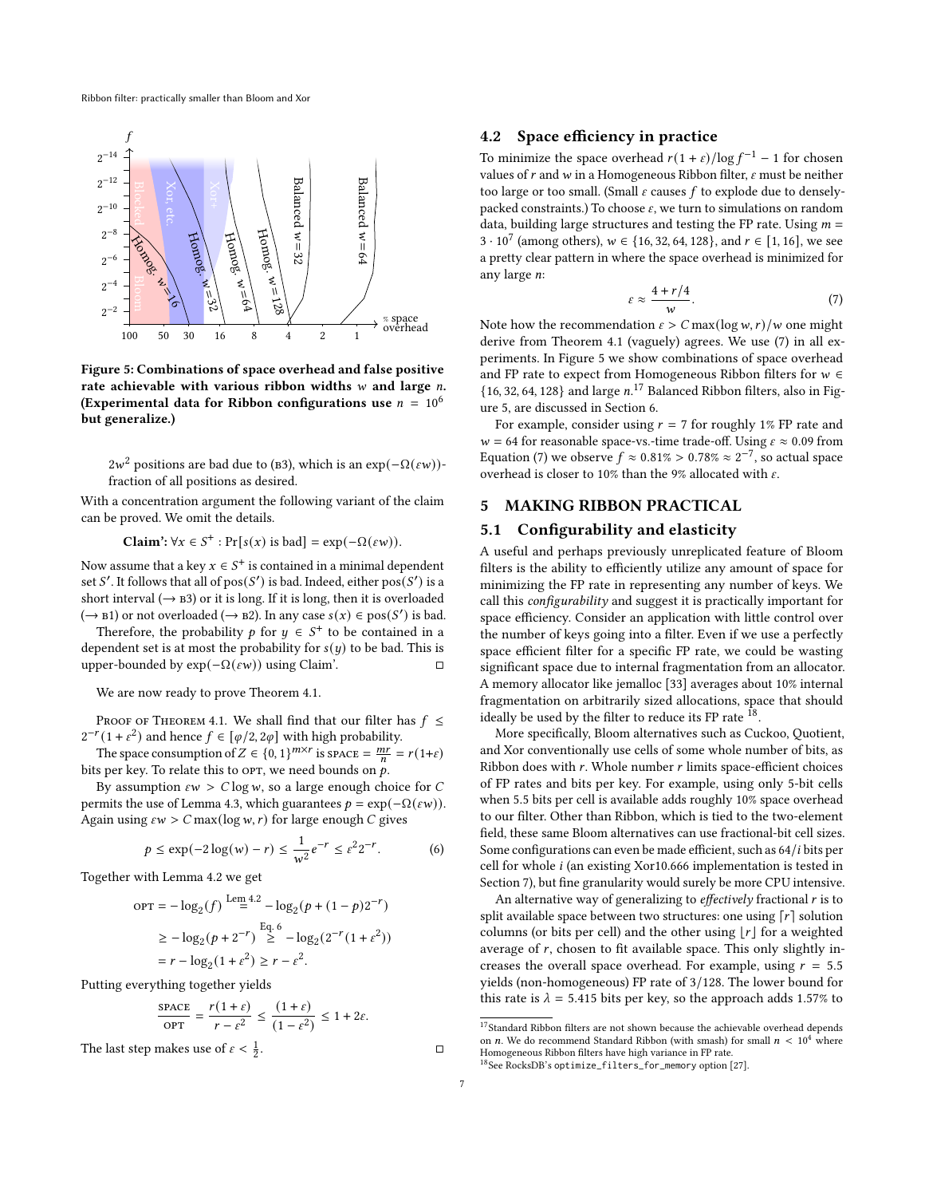Figure 5: Combinations of space overhead and false positive rate achievable with various ribbon widths $w$ and large $n$. (Experimental data for Ribbon configurations use $n = 10^6$ but generalize.)

$2w^2$ positions are bad due to (B3), which is an $\exp(-\Omega(\varepsilon w))$-fraction of all positions as desired.

With a concentration argument the following variant of the claim can be proved. We omit the details.

**Claim':** $\forall x \in S^+ : \Pr[s(x) \text{ is bad}] = \exp(-\Omega(\varepsilon w))$.

Now assume that a key $x \in S^+$ is contained in a minimal dependent set $S'$. It follows that all of $\text{pos}(S')$ is bad. Indeed, either $\text{pos}(S')$ is a short interval ($\to$ B3) or it is long. If it is long, then it is overloaded ($\to$ B1) or not overloaded ($\to$ B2). In any case $s(x) \in \text{pos}(S')$ is bad.

Therefore, the probability $p$ for $y \in S^+$ to be contained in a dependent set is at most the probability for $s(y)$ to be bad. This is upper-bounded by $\exp(-\Omega(\varepsilon w))$ using Claim'. ◻

We are now ready to prove Theorem 4.1.

Proof of Theorem 4.1. We shall find that our filter has $f \leq 2^{-r}(1+\varepsilon^2)$ and hence $f \in [\varphi/2, 2\varphi]$ with high probability.

The space consumption of $Z \in \{0,1\}^{m \times r}$ is $\text{SPACE} = \frac{mr}{n} = r(1+\varepsilon)$ bits per key. To relate this to OPT, we need bounds on $p$.

By assumption $\varepsilon w > C \log w$, so a large enough choice for $C$ permits the use of Lemma 4.3, which guarantees $p = \exp(-\Omega(\varepsilon w))$. Again using $\varepsilon w > C \max(\log w, r)$ for large enough $C$ gives

$$p \leq \exp(-2\log(w) - r) \leq \frac{1}{w^2} e^{-r} \leq \varepsilon^2 2^{-r}. \tag{6}$$

Together with Lemma 4.2 we get

$$\begin{aligned}
\text{OPT} &= -\log_2(f) \overset{\text{Lem 4.2}}{=} -\log_2(p + (1-p)2^{-r}) \\
&\geq -\log_2(p + 2^{-r}) \overset{\text{Eq. 6}}{\geq} -\log_2(2^{-r}(1+\varepsilon^2)) \\
&= r - \log_2(1+\varepsilon^2) \geq r - \varepsilon^2.
\end{aligned}$$

Putting everything together yields

$$\frac{\text{SPACE}}{\text{OPT}} = \frac{r(1+\varepsilon)}{r - \varepsilon^2} \leq \frac{(1+\varepsilon)}{(1-\varepsilon^2)} \leq 1 + 2\varepsilon.$$

The last step makes use of $\varepsilon < \frac{1}{2}$. ◻

## 4.2 Space efficiency in practice

To minimize the space overhead $r(1+\varepsilon)/\log f^{-1} - 1$ for chosen values of $r$ and $w$ in a Homogeneous Ribbon filter, $\varepsilon$ must be neither too large or too small. (Small $\varepsilon$ causes $f$ to explode due to densely-packed constraints.) To choose $\varepsilon$, we turn to simulations on random data, building large structures and testing the FP rate. Using $m = 3 \cdot 10^7$ (among others), $w \in \{16, 32, 64, 128\}$, and $r \in [1, 16]$, we see a pretty clear pattern in where the space overhead is minimized for any large $n$:

$$\varepsilon \approx \frac{4 + r/4}{w}. \tag{7}$$

Note how the recommendation $\varepsilon > C \max(\log w, r)/w$ one might derive from Theorem 4.1 (vaguely) agrees. We use (7) in all experiments. In Figure 5 we show combinations of space overhead and FP rate to expect from Homogeneous Ribbon filters for $w \in \{16, 32, 64, 128\}$ and large $n$.[17] Balanced Ribbon filters, also in Figure 5, are discussed in Section 6.

For example, consider using $r = 7$ for roughly 1% FP rate and $w = 64$ for reasonable space-vs.-time trade-off. Using $\varepsilon \approx 0.09$ from Equation (7) we observe $f \approx 0.81\% > 0.78\% \approx 2^{-7}$, so actual space overhead is closer to 10% than the 9% allocated with $\varepsilon$.

# 5 MAKING RIBBON PRACTICAL

## 5.1 Configurability and elasticity

A useful and perhaps previously unreplicated feature of Bloom filters is the ability to efficiently utilize any amount of space for minimizing the FP rate in representing any number of keys. We call this *configurability* and suggest it is practically important for space efficiency. Consider an application with little control over the number of keys going into a filter. Even if we use a perfectly space efficient filter for a specific FP rate, we could be wasting significant space due to internal fragmentation from an allocator. A memory allocator like jemalloc [33] averages about 10% internal fragmentation on arbitrarily sized allocations, space that should ideally be used by the filter to reduce its FP rate [18].

More specifically, Bloom alternatives such as Cuckoo, Quotient, and Xor conventionally use cells of some whole number of bits, as Ribbon does with $r$. Whole number $r$ limits space-efficient choices of FP rates and bits per key. For example, using only 5-bit cells when 5.5 bits per cell is available adds roughly 10% space overhead to our filter. Other than Ribbon, which is tied to the two-element field, these same Bloom alternatives can use fractional-bit cell sizes. Some configurations can even be made efficient, such as $64/i$ bits per cell for whole $i$ (an existing Xor10.666 implementation is tested in Section 7), but fine granularity would surely be more CPU intensive.

An alternative way of generalizing to *effectively* fractional $r$ is to split available space between two structures: one using $\lceil r \rceil$ solution columns (or bits per cell) and the other using $\lfloor r \rfloor$ for a weighted average of $r$, chosen to fit available space. This only slightly increases the overall space overhead. For example, using $r = 5.5$ yields (non-homogeneous) FP rate of $3/128$. The lower bound for this rate is $\lambda = 5.415$ bits per key, so the approach adds 1.57% to

[17] Standard Ribbon filters are not shown because the achievable overhead depends on $n$. We do recommend Standard Ribbon (with smash) for small $n < 10^4$ where Homogeneous Ribbon filters have high variance in FP rate.

[18] See RocksDB's `optimize_filters_for_memory` option [27].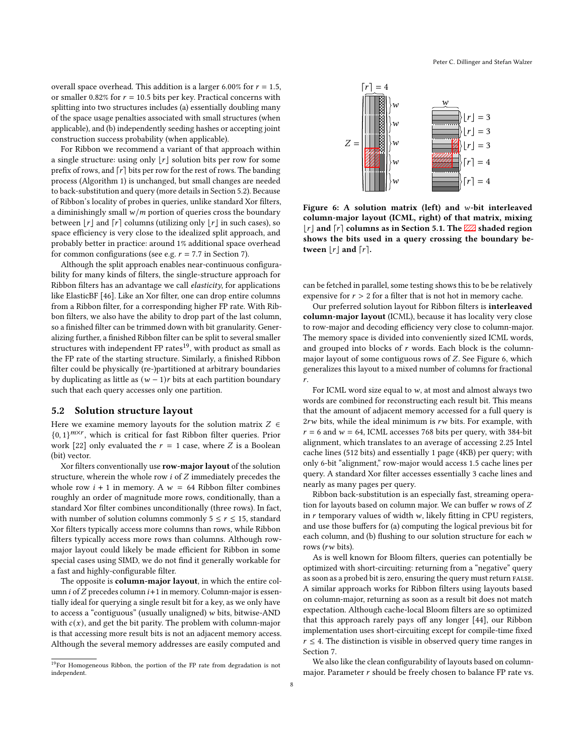overall space overhead. This addition is a larger 6.00% for $r = 1.5$, or smaller 0.82% for $r = 10.5$ bits per key. Practical concerns with splitting into two structures includes (a) essentially doubling many of the space usage penalties associated with small structures (when applicable), and (b) independently seeding hashes or accepting joint construction success probability (when applicable).

For Ribbon we recommend a variant of that approach within a single structure: using only $\lfloor r \rfloor$ solution bits per row for some prefix of rows, and $\lceil r \rceil$ bits per row for the rest of rows. The banding process (Algorithm 1) is unchanged, but small changes are needed to back-substitution and query (more details in Section 5.2). Because of Ribbon's locality of probes in queries, unlike standard Xor filters, a diminishingly small $w/m$ portion of queries cross the boundary between $\lfloor r \rfloor$ and $\lceil r \rceil$ columns (utilizing only $\lfloor r \rfloor$ in such cases), so space efficiency is very close to the idealized split approach, and probably better in practice: around 1% additional space overhead for common configurations (see e.g. $r = 7.7$ in Section 7).

Although the split approach enables near-continuous configurability for many kinds of filters, the single-structure approach for Ribbon filters has an advantage we call *elasticity*, for applications like ElasticBF [46]. Like an Xor filter, one can drop entire columns from a Ribbon filter, for a corresponding higher FP rate. With Ribbon filters, we also have the ability to drop part of the last column, so a finished filter can be trimmed down with bit granularity. Generalizing further, a finished Ribbon filter can be split to several smaller structures with independent FP rates[19], with product as small as the FP rate of the starting structure. Similarly, a finished Ribbon filter could be physically (re-)partitioned at arbitrary boundaries by duplicating as little as $(w - 1)r$ bits at each partition boundary such that each query accesses only one partition.

## 5.2 Solution structure layout

Here we examine memory layouts for the solution matrix $Z \in \{0, 1\}^{m \times r}$, which is critical for fast Ribbon filter queries. Prior work [22] only evaluated the $r = 1$ case, where $Z$ is a Boolean (bit) vector.

Xor filters conventionally use **row-major layout** of the solution structure, wherein the whole row $i$ of $Z$ immediately precedes the whole row $i + 1$ in memory. A $w = 64$ Ribbon filter combines roughly an order of magnitude more rows, conditionally, than a standard Xor filter combines unconditionally (three rows). In fact, with number of solution columns commonly $5 \le r \le 15$, standard Xor filters typically access more columns than rows, while Ribbon filters typically access more rows than columns. Although row-major layout could likely be made efficient for Ribbon in some special cases using SIMD, we do not find it generally workable for a fast and highly-configurable filter.

The opposite is **column-major layout**, in which the entire column $i$ of $Z$ precedes column $i+1$ in memory. Column-major is essentially ideal for querying a single result bit for a key, as we only have to access a "contiguous" (usually unaligned) $w$ bits, bitwise-AND with $c(x)$, and get the bit parity. The problem with column-major is that accessing more result bits is not an adjacent memory access. Although the several memory addresses are easily computed and

**Figure 6: A solution matrix (left) and $w$-bit interleaved column-major layout (ICML, right) of that matrix, mixing $\lfloor r \rfloor$ and $\lceil r \rceil$ columns as in Section 5.1. The shaded region shows the bits used in a query crossing the boundary between $\lfloor r \rfloor$ and $\lceil r \rceil$.**

can be fetched in parallel, some testing shows this to be be relatively expensive for $r > 2$ for a filter that is not hot in memory cache.

Our preferred solution layout for Ribbon filters is **interleaved column-major layout** (ICML), because it has locality very close to row-major and decoding efficiency very close to column-major. The memory space is divided into conveniently sized ICML words, and grouped into blocks of $r$ words. Each block is the column-major layout of some contiguous rows of $Z$. See Figure 6, which generalizes this layout to a mixed number of columns for fractional $r$.

For ICML word size equal to $w$, at most and almost always two words are combined for reconstructing each result bit. This means that the amount of adjacent memory accessed for a full query is $2rw$ bits, while the ideal minimum is $rw$ bits. For example, with $r = 6$ and $w = 64$, ICML accesses 768 bits per query, with 384-bit alignment, which translates to an average of accessing 2.25 Intel cache lines (512 bits) and essentially 1 page (4KB) per query; with only 6-bit "alignment," row-major would access 1.5 cache lines per query. A standard Xor filter accesses essentially 3 cache lines and nearly as many pages per query.

Ribbon back-substitution is an especially fast, streaming operation for layouts based on column major. We can buffer $w$ rows of $Z$ in $r$ temporary values of width $w$, likely fitting in CPU registers, and use those buffers for (a) computing the logical previous bit for each column, and (b) flushing to our solution structure for each $w$ rows ($rw$ bits).

As is well known for Bloom filters, queries can potentially be optimized with short-circuiting: returning from a "negative" query as soon as a probed bit is zero, ensuring the query must return FALSE. A similar approach works for Ribbon filters using layouts based on column-major, returning as soon as a result bit does not match expectation. Although cache-local Bloom filters are so optimized that this approach rarely pays off any longer [44], our Ribbon implementation uses short-circuiting except for compile-time fixed $r \le 4$. The distinction is visible in observed query time ranges in Section 7.

We also like the clean configurability of layouts based on column-major. Parameter $r$ should be freely chosen to balance FP rate vs.

[19] For Homogeneous Ribbon, the portion of the FP rate from degradation is not independent.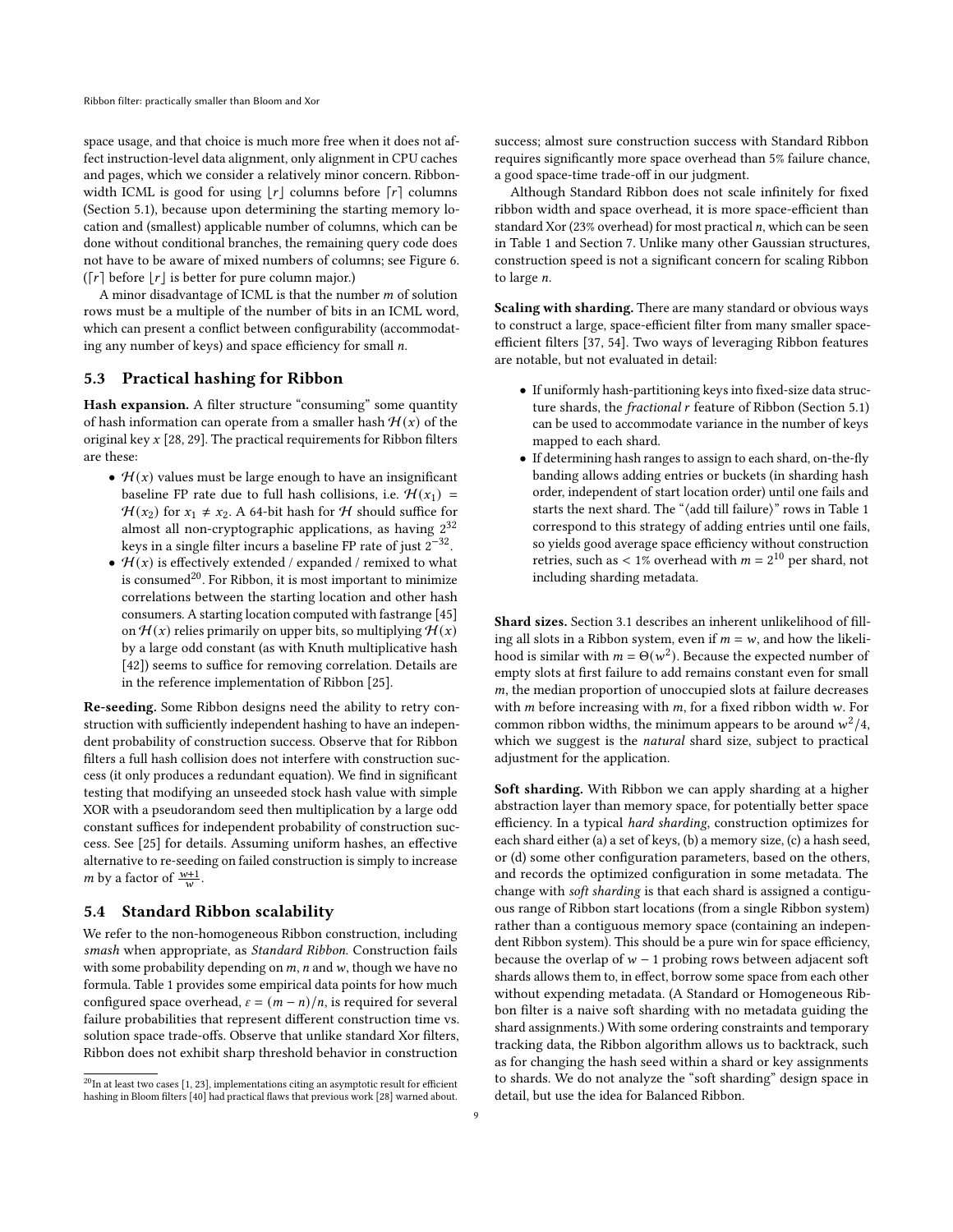space usage, and that choice is much more free when it does not affect instruction-level data alignment, only alignment in CPU caches and pages, which we consider a relatively minor concern. Ribbon-width ICML is good for using $\lfloor r \rfloor$ columns before $\lceil r \rceil$ columns (Section 5.1), because upon determining the starting memory location and (smallest) applicable number of columns, which can be done without conditional branches, the remaining query code does not have to be aware of mixed numbers of columns; see Figure 6. ($\lceil r \rceil$ before $\lfloor r \rfloor$ is better for pure column major.)

A minor disadvantage of ICML is that the number $m$ of solution rows must be a multiple of the number of bits in an ICML word, which can present a conflict between configurability (accommodating any number of keys) and space efficiency for small $n$.

## 5.3 Practical hashing for Ribbon

**Hash expansion.** A filter structure "consuming" some quantity of hash information can operate from a smaller hash $\mathcal{H}(x)$ of the original key $x$ [28, 29]. The practical requirements for Ribbon filters are these:

- $\mathcal{H}(x)$ values must be large enough to have an insignificant baseline FP rate due to full hash collisions, i.e. $\mathcal{H}(x_1) = \mathcal{H}(x_2)$ for $x_1 \neq x_2$. A 64-bit hash for $\mathcal{H}$ should suffice for almost all non-cryptographic applications, as having $2^{32}$ keys in a single filter incurs a baseline FP rate of just $2^{-32}$.
- $\mathcal{H}(x)$ is effectively extended / expanded / remixed to what is consumed[20]. For Ribbon, it is most important to minimize correlations between the starting location and other hash consumers. A starting location computed with fastrange [45] on $\mathcal{H}(x)$ relies primarily on upper bits, so multiplying $\mathcal{H}(x)$ by a large odd constant (as with Knuth multiplicative hash [42]) seems to suffice for removing correlation. Details are in the reference implementation of Ribbon [25].

**Re-seeding.** Some Ribbon designs need the ability to retry construction with sufficiently independent hashing to have an independent probability of construction success. Observe that for Ribbon filters a full hash collision does not interfere with construction success (it only produces a redundant equation). We find in significant testing that modifying an unseeded stock hash value with simple XOR with a pseudorandom seed then multiplication by a large odd constant suffices for independent probability of construction success. See [25] for details. Assuming uniform hashes, an effective alternative to re-seeding on failed construction is simply to increase $m$ by a factor of $\frac{w+1}{w}$.

## 5.4 Standard Ribbon scalability

We refer to the non-homogeneous Ribbon construction, including *smash* when appropriate, as *Standard Ribbon*. Construction fails with some probability depending on $m$, $n$ and $w$, though we have no formula. Table 1 provides some empirical data points for how much configured space overhead, $\varepsilon = (m - n)/n$, is required for several failure probabilities that represent different construction time vs. solution space trade-offs. Observe that unlike standard Xor filters, Ribbon does not exhibit sharp threshold behavior in construction success; almost sure construction success with Standard Ribbon requires significantly more space overhead than 5% failure chance, a good space-time trade-off in our judgment.

Although Standard Ribbon does not scale infinitely for fixed ribbon width and space overhead, it is more space-efficient than standard Xor (23% overhead) for most practical $n$, which can be seen in Table 1 and Section 7. Unlike many other Gaussian structures, construction speed is not a significant concern for scaling Ribbon to large $n$.

**Scaling with sharding.** There are many standard or obvious ways to construct a large, space-efficient filter from many smaller space-efficient filters [37, 54]. Two ways of leveraging Ribbon features are notable, but not evaluated in detail:

- If uniformly hash-partitioning keys into fixed-size data structure shards, the *fractional r* feature of Ribbon (Section 5.1) can be used to accommodate variance in the number of keys mapped to each shard.
- If determining hash ranges to assign to each shard, on-the-fly banding allows adding entries or buckets (in sharding hash order, independent of start location order) until one fails and starts the next shard. The "⟨add till failure⟩" rows in Table 1 correspond to this strategy of adding entries until one fails, so yields good average space efficiency without construction retries, such as < 1% overhead with $m = 2^{10}$ per shard, not including sharding metadata.

**Shard sizes.** Section 3.1 describes an inherent unlikelihood of filling all slots in a Ribbon system, even if $m = w$, and how the likelihood is similar with $m = \Theta(w^2)$. Because the expected number of empty slots at first failure to add remains constant even for small $m$, the median proportion of unoccupied slots at failure decreases with $m$ before increasing with $m$, for a fixed ribbon width $w$. For common ribbon widths, the minimum appears to be around $w^2/4$, which we suggest is the *natural* shard size, subject to practical adjustment for the application.

**Soft sharding.** With Ribbon we can apply sharding at a higher abstraction layer than memory space, for potentially better space efficiency. In a typical *hard sharding*, construction optimizes for each shard either (a) a set of keys, (b) a memory size, (c) a hash seed, or (d) some other configuration parameters, based on the others, and records the optimized configuration in some metadata. The change with *soft sharding* is that each shard is assigned a contiguous range of Ribbon start locations (from a single Ribbon system) rather than a contiguous memory space (containing an independent Ribbon system). This should be a pure win for space efficiency, because the overlap of $w - 1$ probing rows between adjacent soft shards allows them to, in effect, borrow some space from each other without expending metadata. (A Standard or Homogeneous Ribbon filter is a naive soft sharding with no metadata guiding the shard assignments.) With some ordering constraints and temporary tracking data, the Ribbon algorithm allows us to backtrack, such as for changing the hash seed within a shard or key assignments to shards. We do not analyze the "soft sharding" design space in detail, but use the idea for Balanced Ribbon.

[20] In at least two cases [1, 23], implementations citing an asymptotic result for efficient hashing in Bloom filters [40] had practical flaws that previous work [28] warned about.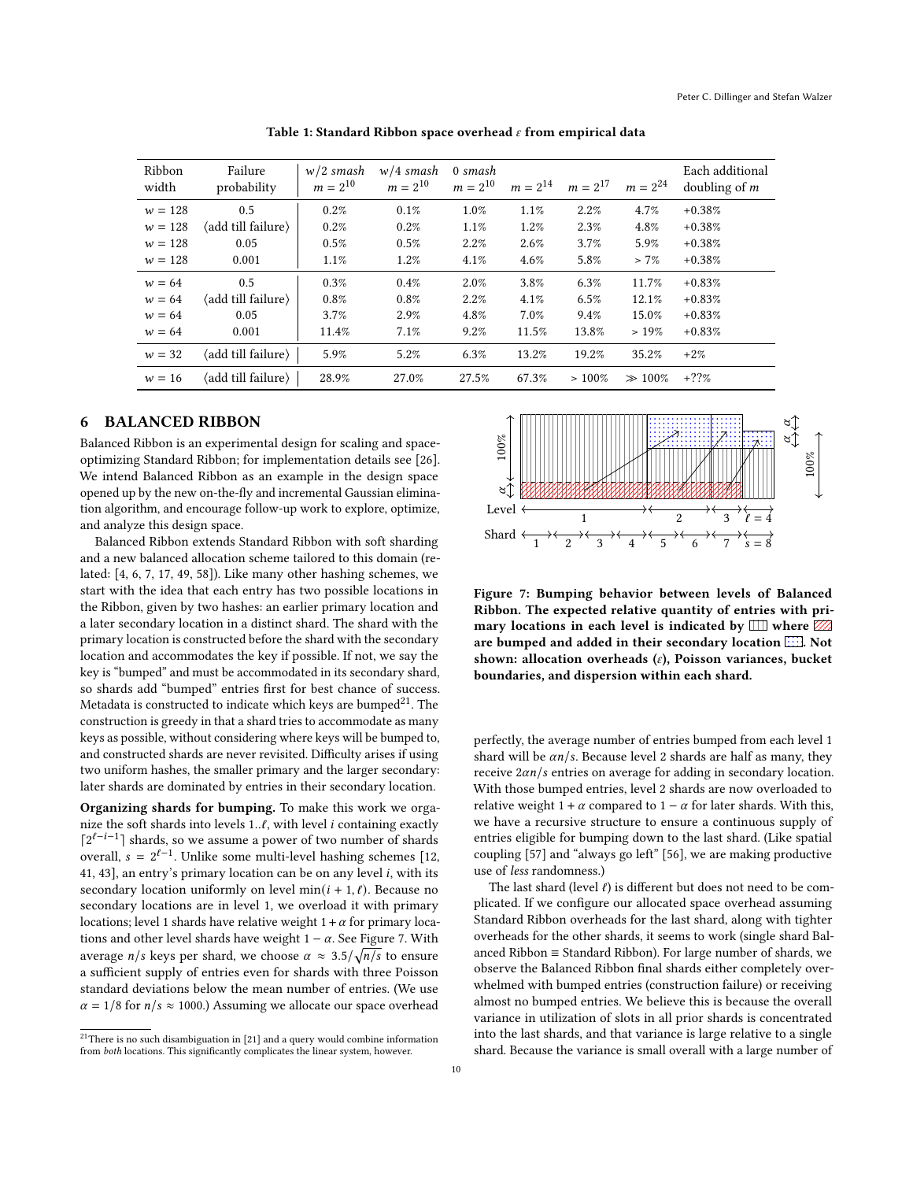**Table 1: Standard Ribbon space overhead $\varepsilon$ from empirical data**

| Ribbon width | Failure probability | $w/2$ *smash* $m = 2^{10}$ | $w/4$ *smash* $m = 2^{10}$ | 0 *smash* $m = 2^{10}$ | $m = 2^{14}$ | $m = 2^{17}$ | $m = 2^{24}$ | Each additional doubling of $m$ |
|---|---|---|---|---|---|---|---|---|
| $w = 128$ | 0.5 | 0.2% | 0.1% | 1.0% | 1.1% | 2.2% | 4.7% | +0.38% |
| $w = 128$ | ⟨add till failure⟩ | 0.2% | 0.2% | 1.1% | 1.2% | 2.3% | 4.8% | +0.38% |
| $w = 128$ | 0.05 | 0.5% | 0.5% | 2.2% | 2.6% | 3.7% | 5.9% | +0.38% |
| $w = 128$ | 0.001 | 1.1% | 1.2% | 4.1% | 4.6% | 5.8% | > 7% | +0.38% |
| $w = 64$ | 0.5 | 0.3% | 0.4% | 2.0% | 3.8% | 6.3% | 11.7% | +0.83% |
| $w = 64$ | ⟨add till failure⟩ | 0.8% | 0.8% | 2.2% | 4.1% | 6.5% | 12.1% | +0.83% |
| $w = 64$ | 0.05 | 3.7% | 2.9% | 4.8% | 7.0% | 9.4% | 15.0% | +0.83% |
| $w = 64$ | 0.001 | 11.4% | 7.1% | 9.2% | 11.5% | 13.8% | > 19% | +0.83% |
| $w = 32$ | ⟨add till failure⟩ | 5.9% | 5.2% | 6.3% | 13.2% | 19.2% | 35.2% | +2% |
| $w = 16$ | ⟨add till failure⟩ | 28.9% | 27.0% | 27.5% | 67.3% | > 100% | ≫ 100% | +??% |

## 6 BALANCED RIBBON

Balanced Ribbon is an experimental design for scaling and space-optimizing Standard Ribbon; for implementation details see [26]. We intend Balanced Ribbon as an example in the design space opened up by the new on-the-fly and incremental Gaussian elimination algorithm, and encourage follow-up work to explore, optimize, and analyze this design space.

Balanced Ribbon extends Standard Ribbon with soft sharding and a new balanced allocation scheme tailored to this domain (related: [4, 6, 7, 17, 49, 58]). Like many other hashing schemes, we start with the idea that each entry has two possible locations in the Ribbon, given by two hashes: an earlier primary location and a later secondary location in a distinct shard. The shard with the primary location is constructed before the shard with the secondary location and accommodates the key if possible. If not, we say the key is "bumped" and must be accommodated in its secondary shard, so shards add "bumped" entries first for best chance of success. Metadata is constructed to indicate which keys are bumped[21]. The construction is greedy in that a shard tries to accommodate as many keys as possible, without considering where keys will be bumped to, and constructed shards are never revisited. Difficulty arises if using two uniform hashes, the smaller primary and the larger secondary: later shards are dominated by entries in their secondary location.

**Organizing shards for bumping.** To make this work we organize the soft shards into levels $1..\ell$, with level $i$ containing exactly $\lceil 2^{\ell-i-1} \rceil$ shards, so we assume a power of two number of shards overall, $s = 2^{\ell-1}$. Unlike some multi-level hashing schemes [12, 41, 43], an entry's primary location can be on any level $i$, with its secondary location uniformly on level $\min(i + 1, \ell)$. Because no secondary locations are in level 1, we overload it with primary locations; level 1 shards have relative weight $1 + \alpha$ for primary locations and other level shards have weight $1 - \alpha$. See Figure 7. With average $n/s$ keys per shard, we choose $\alpha \approx 3.5/\sqrt{n/s}$ to ensure a sufficient supply of entries even for shards with three Poisson standard deviations below the mean number of entries. (We use $\alpha = 1/8$ for $n/s \approx 1000$.) Assuming we allocate our space overhead perfectly, the average number of entries bumped from each level 1 shard will be $\alpha n/s$. Because level 2 shards are half as many, they receive $2\alpha n/s$ entries on average for adding in secondary location. With those bumped entries, level 2 shards are now overloaded to relative weight $1 + \alpha$ compared to $1 - \alpha$ for later shards. With this, we have a recursive structure to ensure a continuous supply of entries eligible for bumping down to the last shard. (Like spatial coupling [57] and "always go left" [56], we are making productive use of *less* randomness.)

Figure 7: Bumping behavior between levels of Balanced Ribbon. The expected relative quantity of entries with primary locations in each level is indicated by ▥ where ▨ are bumped and added in their secondary location ⬚. Not shown: allocation overheads ($\varepsilon$), Poisson variances, bucket boundaries, and dispersion within each shard.

The last shard (level $\ell$) is different but does not need to be complicated. If we configure our allocated space overhead assuming Standard Ribbon overheads for the last shard, along with tighter overheads for the other shards, it seems to work (single shard Balanced Ribbon ≡ Standard Ribbon). For large number of shards, we observe the Balanced Ribbon final shards either completely overwhelmed with bumped entries (construction failure) or receiving almost no bumped entries. We believe this is because the overall variance in utilization of slots in all prior shards is concentrated into the last shards, and that variance is large relative to a single shard. Because the variance is small overall with a large number of

[21] There is no such disambiguation in [21] and a query would combine information from *both* locations. This significantly complicates the linear system, however.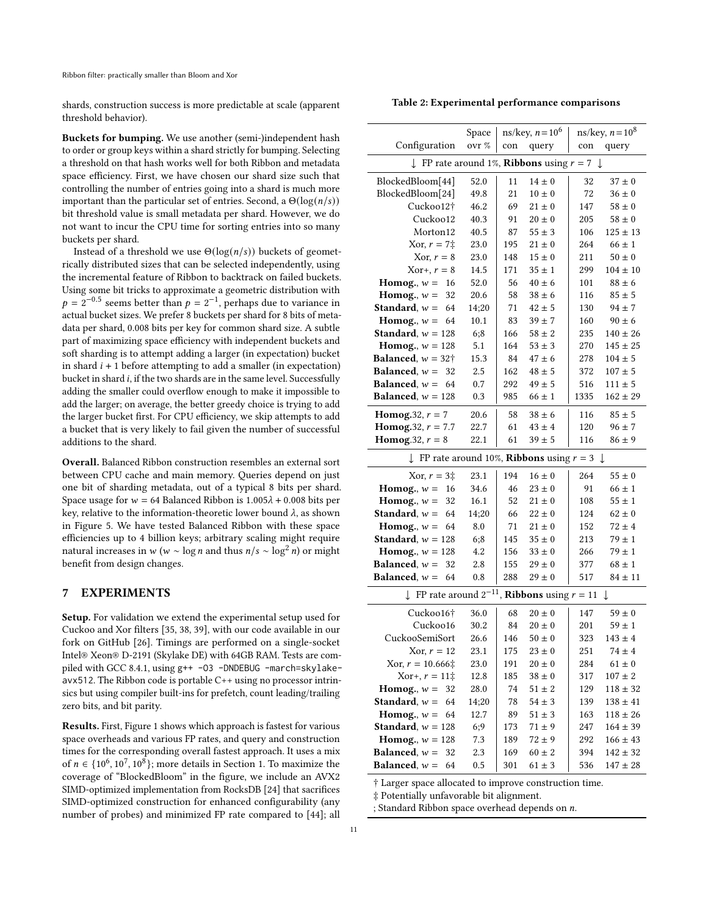shards, construction success is more predictable at scale (apparent threshold behavior).

**Buckets for bumping.** We use another (semi-)independent hash to order or group keys within a shard strictly for bumping. Selecting a threshold on that hash works well for both Ribbon and metadata space efficiency. First, we have chosen our shard size such that controlling the number of entries going into a shard is much more important than the particular set of entries. Second, a $\Theta(\log(n/s))$ bit threshold value is small metadata per shard. However, we do not want to incur the CPU time for sorting entries into so many buckets per shard.

Instead of a threshold we use $\Theta(\log(n/s))$ buckets of geometrically distributed sizes that can be selected independently, using the incremental feature of Ribbon to backtrack on failed buckets. Using some bit tricks to approximate a geometric distribution with $p = 2^{-0.5}$ seems better than $p = 2^{-1}$, perhaps due to variance in actual bucket sizes. We prefer 8 buckets per shard for 8 bits of metadata per shard, 0.008 bits per key for common shard size. A subtle part of maximizing space efficiency with independent buckets and soft sharding is to attempt adding a larger (in expectation) bucket in shard $i + 1$ before attempting to add a smaller (in expectation) bucket in shard $i$, if the two shards are in the same level. Successfully adding the smaller could overflow enough to make it impossible to add the larger; on average, the better greedy choice is trying to add the larger bucket first. For CPU efficiency, we skip attempts to add a bucket that is very likely to fail given the number of successful additions to the shard.

**Overall.** Balanced Ribbon construction resembles an external sort between CPU cache and main memory. Queries depend on just one bit of sharding metadata, out of a typical 8 bits per shard. Space usage for $w = 64$ Balanced Ribbon is $1.005\lambda + 0.008$ bits per key, relative to the information-theoretic lower bound $\lambda$, as shown in Figure 5. We have tested Balanced Ribbon with these space efficiencies up to 4 billion keys; arbitrary scaling might require natural increases in $w$ ($w \sim \log n$ and thus $n/s \sim \log^2 n$) or might benefit from design changes.

## 7 EXPERIMENTS

**Setup.** For validation we extend the experimental setup used for Cuckoo and Xor filters [35, 38, 39], with our code available in our fork on GitHub [26]. Timings are performed on a single-socket Intel® Xeon® D-2191 (Skylake DE) with 64GB RAM. Tests are compiled with GCC 8.4.1, using `g++ -O3 -DNDEBUG -march=skylake-avx512`. The Ribbon code is portable C++ using no processor intrinsics but using compiler built-ins for prefetch, count leading/trailing zero bits, and bit parity.

**Results.** First, Figure 1 shows which approach is fastest for various space overheads and various FP rates, and query and construction times for the corresponding overall fastest approach. It uses a mix of $n \in \{10^6, 10^7, 10^8\}$; more details in Section 1. To maximize the coverage of "BlockedBloom" in the figure, we include an AVX2 SIMD-optimized implementation from RocksDB [24] that sacrifices SIMD-optimized construction for enhanced configurability (any number of probes) and minimized FP rate compared to [44]; all

**Table 2: Experimental performance comparisons**

| Configuration | Space ovr % | ns/key, $n=10^6$ con | ns/key, $n=10^6$ query | ns/key, $n=10^8$ con | ns/key, $n=10^8$ query |
|---|---|---|---|---|---|
| ↓ FP rate around 1%, **Ribbons** using $r = 7$ ↓ | | | | | |
| BlockedBloom[44] | 52.0 | 11 | $14 \pm 0$ | 32 | $37 \pm 0$ |
| BlockedBloom[24] | 49.8 | 21 | $10 \pm 0$ | 72 | $36 \pm 0$ |
| Cuckoo12† | 46.2 | 69 | $21 \pm 0$ | 147 | $58 \pm 0$ |
| Cuckoo12 | 40.3 | 91 | $20 \pm 0$ | 205 | $58 \pm 0$ |
| Morton12 | 40.5 | 87 | $55 \pm 3$ | 106 | $125 \pm 13$ |
| Xor, $r = 7$‡ | 23.0 | 195 | $21 \pm 0$ | 264 | $66 \pm 1$ |
| Xor, $r = 8$ | 23.0 | 148 | $15 \pm 0$ | 211 | $50 \pm 0$ |
| Xor+, $r = 8$ | 14.5 | 171 | $35 \pm 1$ | 299 | $104 \pm 10$ |
| **Homog.**, $w = 16$ | 52.0 | 56 | $40 \pm 6$ | 101 | $88 \pm 6$ |
| **Homog.**, $w = 32$ | 20.6 | 58 | $38 \pm 6$ | 116 | $85 \pm 5$ |
| **Standard**, $w = 64$ | 14;20 | 71 | $42 \pm 5$ | 130 | $94 \pm 7$ |
| **Homog.**, $w = 64$ | 10.1 | 83 | $39 \pm 7$ | 160 | $90 \pm 6$ |
| **Standard**, $w = 128$ | 6;8 | 166 | $58 \pm 2$ | 235 | $140 \pm 26$ |
| **Homog.**, $w = 128$ | 5.1 | 164 | $53 \pm 3$ | 270 | $145 \pm 25$ |
| **Balanced**, $w = 32$† | 15.3 | 84 | $47 \pm 6$ | 278 | $104 \pm 5$ |
| **Balanced**, $w = 32$ | 2.5 | 162 | $48 \pm 5$ | 372 | $107 \pm 5$ |
| **Balanced**, $w = 64$ | 0.7 | 292 | $49 \pm 5$ | 516 | $111 \pm 5$ |
| **Balanced**, $w = 128$ | 0.3 | 985 | $66 \pm 1$ | 1335 | $162 \pm 29$ |
| **Homog**.32, $r = 7$ | 20.6 | 58 | $38 \pm 6$ | 116 | $85 \pm 5$ |
| **Homog**.32, $r = 7.7$ | 22.7 | 61 | $43 \pm 4$ | 120 | $96 \pm 7$ |
| **Homog**.32, $r = 8$ | 22.1 | 61 | $39 \pm 5$ | 116 | $86 \pm 9$ |
| ↓ FP rate around 10%, **Ribbons** using $r = 3$ ↓ | | | | | |
| Xor, $r = 3$‡ | 23.1 | 194 | $16 \pm 0$ | 264 | $55 \pm 0$ |
| **Homog.**, $w = 16$ | 34.6 | 46 | $23 \pm 0$ | 91 | $66 \pm 1$ |
| **Homog.**, $w = 32$ | 16.1 | 52 | $21 \pm 0$ | 108 | $55 \pm 1$ |
| **Standard**, $w = 64$ | 14;20 | 66 | $22 \pm 0$ | 124 | $62 \pm 0$ |
| **Homog.**, $w = 64$ | 8.0 | 71 | $21 \pm 0$ | 152 | $72 \pm 4$ |
| **Standard**, $w = 128$ | 6;8 | 145 | $35 \pm 0$ | 213 | $79 \pm 1$ |
| **Homog.**, $w = 128$ | 4.2 | 156 | $33 \pm 0$ | 266 | $79 \pm 1$ |
| **Balanced**, $w = 32$ | 2.8 | 155 | $29 \pm 0$ | 377 | $68 \pm 1$ |
| **Balanced**, $w = 64$ | 0.8 | 288 | $29 \pm 0$ | 517 | $84 \pm 11$ |
| ↓ FP rate around $2^{-11}$, **Ribbons** using $r = 11$ ↓ | | | | | |
| Cuckoo16† | 36.0 | 68 | $20 \pm 0$ | 147 | $59 \pm 0$ |
| Cuckoo16 | 30.2 | 84 | $20 \pm 0$ | 201 | $59 \pm 1$ |
| CuckooSemiSort | 26.6 | 146 | $50 \pm 0$ | 323 | $143 \pm 4$ |
| Xor, $r = 12$ | 23.1 | 175 | $23 \pm 0$ | 251 | $74 \pm 4$ |
| Xor, $r = 10.666$‡ | 23.0 | 191 | $20 \pm 0$ | 284 | $61 \pm 0$ |
| Xor+, $r = 11$‡ | 12.8 | 185 | $38 \pm 0$ | 317 | $107 \pm 2$ |
| **Homog.**, $w = 32$ | 28.0 | 74 | $51 \pm 2$ | 129 | $118 \pm 32$ |
| **Standard**, $w = 64$ | 14;20 | 78 | $54 \pm 3$ | 139 | $138 \pm 41$ |
| **Homog.**, $w = 64$ | 12.7 | 89 | $51 \pm 3$ | 163 | $118 \pm 26$ |
| **Standard**, $w = 128$ | 6;9 | 173 | $71 \pm 9$ | 247 | $164 \pm 39$ |
| **Homog.**, $w = 128$ | 7.3 | 189 | $72 \pm 9$ | 292 | $166 \pm 43$ |
| **Balanced**, $w = 32$ | 2.3 | 169 | $60 \pm 2$ | 394 | $142 \pm 32$ |
| **Balanced**, $w = 64$ | 0.5 | 301 | $61 \pm 3$ | 536 | $147 \pm 28$ |

† Larger space allocated to improve construction time.
‡ Potentially unfavorable bit alignment.
; Standard Ribbon space overhead depends on $n$.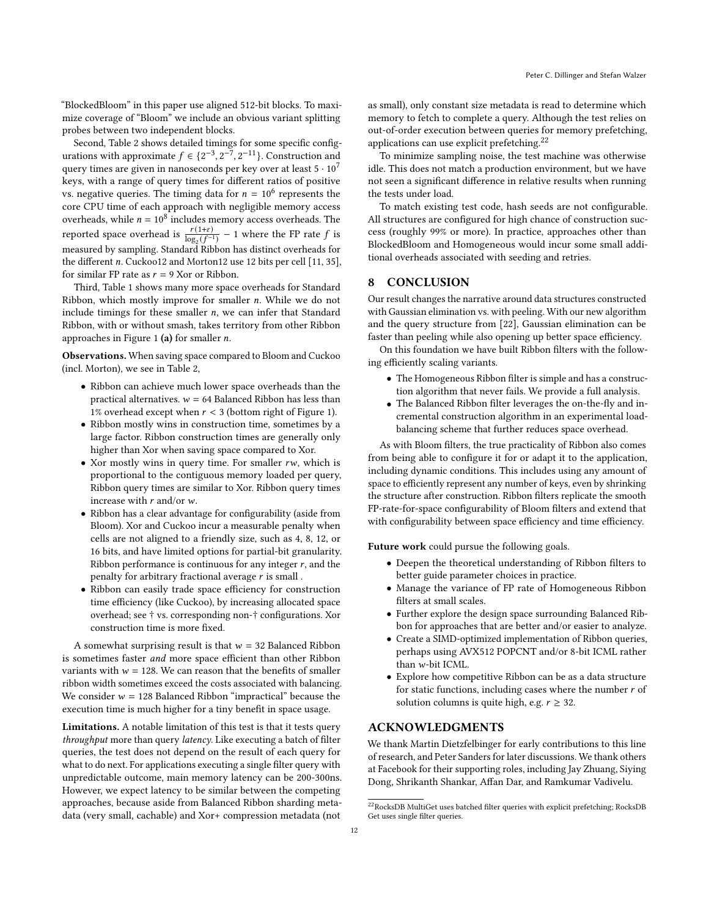"BlockedBloom" in this paper use aligned 512-bit blocks. To maximize coverage of "Bloom" we include an obvious variant splitting probes between two independent blocks.

Second, Table 2 shows detailed timings for some specific configurations with approximate $f \in \{2^{-3}, 2^{-7}, 2^{-11}\}$. Construction and query times are given in nanoseconds per key over at least $5 \cdot 10^7$ keys, with a range of query times for different ratios of positive vs. negative queries. The timing data for $n = 10^6$ represents the core CPU time of each approach with negligible memory access overheads, while $n = 10^8$ includes memory access overheads. The reported space overhead is $\frac{r(1+\varepsilon)}{\log_2(f^{-1})} - 1$ where the FP rate $f$ is measured by sampling. Standard Ribbon has distinct overheads for the different $n$. Cuckoo12 and Morton12 use 12 bits per cell [11, 35], for similar FP rate as $r = 9$ Xor or Ribbon.

Third, Table 1 shows many more space overheads for Standard Ribbon, which mostly improve for smaller $n$. While we do not include timings for these smaller $n$, we can infer that Standard Ribbon, with or without smash, takes territory from other Ribbon approaches in Figure 1 **(a)** for smaller $n$.

**Observations.** When saving space compared to Bloom and Cuckoo (incl. Morton), we see in Table 2,

- Ribbon can achieve much lower space overheads than the practical alternatives. $w = 64$ Balanced Ribbon has less than 1% overhead except when $r < 3$ (bottom right of Figure 1).
- Ribbon mostly wins in construction time, sometimes by a large factor. Ribbon construction times are generally only higher than Xor when saving space compared to Xor.
- Xor mostly wins in query time. For smaller $rw$, which is proportional to the contiguous memory loaded per query, Ribbon query times are similar to Xor. Ribbon query times increase with $r$ and/or $w$.
- Ribbon has a clear advantage for configurability (aside from Bloom). Xor and Cuckoo incur a measurable penalty when cells are not aligned to a friendly size, such as 4, 8, 12, or 16 bits, and have limited options for partial-bit granularity. Ribbon performance is continuous for any integer $r$, and the penalty for arbitrary fractional average $r$ is small .
- Ribbon can easily trade space efficiency for construction time efficiency (like Cuckoo), by increasing allocated space overhead; see † vs. corresponding non-† configurations. Xor construction time is more fixed.

A somewhat surprising result is that $w = 32$ Balanced Ribbon is sometimes faster *and* more space efficient than other Ribbon variants with $w = 128$. We can reason that the benefits of smaller ribbon width sometimes exceed the costs associated with balancing. We consider $w = 128$ Balanced Ribbon "impractical" because the execution time is much higher for a tiny benefit in space usage.

**Limitations.** A notable limitation of this test is that it tests query *throughput* more than query *latency*. Like executing a batch of filter queries, the test does not depend on the result of each query for what to do next. For applications executing a single filter query with unpredictable outcome, main memory latency can be 200-300ns. However, we expect latency to be similar between the competing approaches, because aside from Balanced Ribbon sharding metadata (very small, cachable) and Xor+ compression metadata (not as small), only constant size metadata is read to determine which memory to fetch to complete a query. Although the test relies on out-of-order execution between queries for memory prefetching, applications can use explicit prefetching.[22]

To minimize sampling noise, the test machine was otherwise idle. This does not match a production environment, but we have not seen a significant difference in relative results when running the tests under load.

To match existing test code, hash seeds are not configurable. All structures are configured for high chance of construction success (roughly 99% or more). In practice, approaches other than BlockedBloom and Homogeneous would incur some small additional overheads associated with seeding and retries.

## 8 CONCLUSION

Our result changes the narrative around data structures constructed with Gaussian elimination vs. with peeling. With our new algorithm and the query structure from [22], Gaussian elimination can be faster than peeling while also opening up better space efficiency.

On this foundation we have built Ribbon filters with the following efficiently scaling variants.

- The Homogeneous Ribbon filter is simple and has a construction algorithm that never fails. We provide a full analysis.
- The Balanced Ribbon filter leverages the on-the-fly and incremental construction algorithm in an experimental load-balancing scheme that further reduces space overhead.

As with Bloom filters, the true practicality of Ribbon also comes from being able to configure it for or adapt it to the application, including dynamic conditions. This includes using any amount of space to efficiently represent any number of keys, even by shrinking the structure after construction. Ribbon filters replicate the smooth FP-rate-for-space configurability of Bloom filters and extend that with configurability between space efficiency and time efficiency.

**Future work** could pursue the following goals.

- Deepen the theoretical understanding of Ribbon filters to better guide parameter choices in practice.
- Manage the variance of FP rate of Homogeneous Ribbon filters at small scales.
- Further explore the design space surrounding Balanced Ribbon for approaches that are better and/or easier to analyze.
- Create a SIMD-optimized implementation of Ribbon queries, perhaps using AVX512 POPCNT and/or 8-bit ICML rather than $w$-bit ICML.
- Explore how competitive Ribbon can be as a data structure for static functions, including cases where the number $r$ of solution columns is quite high, e.g. $r \geq 32$.

## ACKNOWLEDGMENTS

We thank Martin Dietzfelbinger for early contributions to this line of research, and Peter Sanders for later discussions. We thank others at Facebook for their supporting roles, including Jay Zhuang, Siying Dong, Shrikanth Shankar, Affan Dar, and Ramkumar Vadivelu.

[22] RocksDB MultiGet uses batched filter queries with explicit prefetching; RocksDB Get uses single filter queries.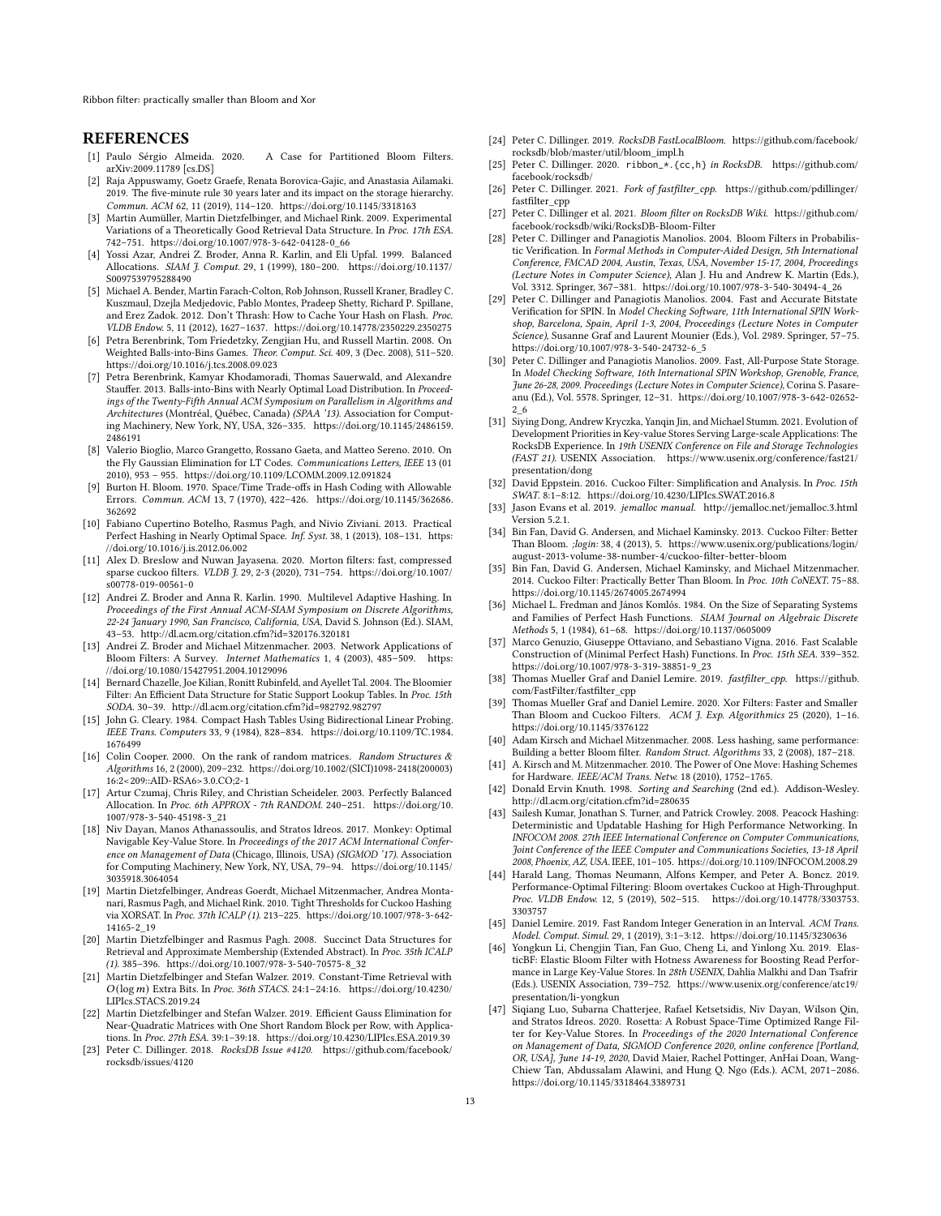## REFERENCES

[1] Paulo Sérgio Almeida. 2020. A Case for Partitioned Bloom Filters. arXiv:2009.11789 [cs.DS]

[2] Raja Appuswamy, Goetz Graefe, Renata Borovica-Gajic, and Anastasia Ailamaki. 2019. The five-minute rule 30 years later and its impact on the storage hierarchy. *Commun. ACM* 62, 11 (2019), 114–120. https://doi.org/10.1145/3318163

[3] Martin Aumüller, Martin Dietzfelbinger, and Michael Rink. 2009. Experimental Variations of a Theoretically Good Retrieval Data Structure. In *Proc. 17th ESA*. 742–751. https://doi.org/10.1007/978-3-642-04128-0_66

[4] Yossi Azar, Andrei Z. Broder, Anna R. Karlin, and Eli Upfal. 1999. Balanced Allocations. *SIAM J. Comput.* 29, 1 (1999), 180–200. https://doi.org/10.1137/S0097539795288490

[5] Michael A. Bender, Martin Farach-Colton, Rob Johnson, Russell Kraner, Bradley C. Kuszmaul, Dzejla Medjedovic, Pablo Montes, Pradeep Shetty, Richard P. Spillane, and Erez Zadok. 2012. Don't Thrash: How to Cache Your Hash on Flash. *Proc. VLDB Endow.* 5, 11 (2012), 1627–1637. https://doi.org/10.14778/2350229.2350275

[6] Petra Berenbrink, Tom Friedetzky, Zengjian Hu, and Russell Martin. 2008. On Weighted Balls-into-Bins Games. *Theor. Comput. Sci.* 409, 3 (Dec. 2008), 511–520. https://doi.org/10.1016/j.tcs.2008.09.023

[7] Petra Berenbrink, Kamyar Khodamoradi, Thomas Sauerwald, and Alexandre Stauffer. 2013. Balls-into-Bins with Nearly Optimal Load Distribution. In *Proceedings of the Twenty-Fifth Annual ACM Symposium on Parallelism in Algorithms and Architectures* (Montréal, Québec, Canada) *(SPAA '13)*. Association for Computing Machinery, New York, NY, USA, 326–335. https://doi.org/10.1145/2486159.2486191

[8] Valerio Bioglio, Marco Grangetto, Rossano Gaeta, and Matteo Sereno. 2010. On the Fly Gaussian Elimination for LT Codes. *Communications Letters, IEEE* 13 (01 2010), 953 – 955. https://doi.org/10.1109/LCOMM.2009.12.091824

[9] Burton H. Bloom. 1970. Space/Time Trade-offs in Hash Coding with Allowable Errors. *Commun. ACM* 13, 7 (1970), 422–426. https://doi.org/10.1145/362686.362692

[10] Fabiano Cupertino Botelho, Rasmus Pagh, and Nivio Ziviani. 2013. Practical Perfect Hashing in Nearly Optimal Space. *Inf. Syst.* 38, 1 (2013), 108–131. https://doi.org/10.1016/j.is.2012.06.002

[11] Alex D. Breslow and Nuwan Jayasena. 2020. Morton filters: fast, compressed sparse cuckoo filters. *VLDB J.* 29, 2-3 (2020), 731–754. https://doi.org/10.1007/s00778-019-00561-0

[12] Andrei Z. Broder and Anna R. Karlin. 1990. Multilevel Adaptive Hashing. In *Proceedings of the First Annual ACM-SIAM Symposium on Discrete Algorithms, 22-24 January 1990, San Francisco, California, USA*, David S. Johnson (Ed.). SIAM, 43–53. http://dl.acm.org/citation.cfm?id=320176.320181

[13] Andrei Z. Broder and Michael Mitzenmacher. 2003. Network Applications of Bloom Filters: A Survey. *Internet Mathematics* 1, 4 (2003), 485–509. https://doi.org/10.1080/15427951.2004.10129096

[14] Bernard Chazelle, Joe Kilian, Ronitt Rubinfeld, and Ayellet Tal. 2004. The Bloomier Filter: An Efficient Data Structure for Static Support Lookup Tables. In *Proc. 15th SODA*. 30–39. http://dl.acm.org/citation.cfm?id=982792.982797

[15] John G. Cleary. 1984. Compact Hash Tables Using Bidirectional Linear Probing. *IEEE Trans. Computers* 33, 9 (1984), 828–834. https://doi.org/10.1109/TC.1984.1676499

[16] Colin Cooper. 2000. On the rank of random matrices. *Random Structures & Algorithms* 16, 2 (2000), 209–232. https://doi.org/10.1002/(SICI)1098-2418(200003)16:2<209::AID-RSA6>3.0.CO;2-1

[17] Artur Czumaj, Chris Riley, and Christian Scheideler. 2003. Perfectly Balanced Allocation. In *Proc. 6th APPROX - 7th RANDOM*. 240–251. https://doi.org/10.1007/978-3-540-45198-3_21

[18] Niv Dayan, Manos Athanassoulis, and Stratos Idreos. 2017. Monkey: Optimal Navigable Key-Value Store. In *Proceedings of the 2017 ACM International Conference on Management of Data* (Chicago, Illinois, USA) *(SIGMOD '17)*. Association for Computing Machinery, New York, NY, USA, 79–94. https://doi.org/10.1145/3035918.3064054

[19] Martin Dietzfelbinger, Andreas Goerdt, Michael Mitzenmacher, Andrea Montanari, Rasmus Pagh, and Michael Rink. 2010. Tight Thresholds for Cuckoo Hashing via XORSAT. In *Proc. 37th ICALP (1)*. 213–225. https://doi.org/10.1007/978-3-642-14165-2_19

[20] Martin Dietzfelbinger and Rasmus Pagh. 2008. Succinct Data Structures for Retrieval and Approximate Membership (Extended Abstract). In *Proc. 35th ICALP (1)*. 385–396. https://doi.org/10.1007/978-3-540-70575-8_32

[21] Martin Dietzfelbinger and Stefan Walzer. 2019. Constant-Time Retrieval with $O(\log m)$ Extra Bits. In *Proc. 36th STACS*. 24:1–24:16. https://doi.org/10.4230/LIPIcs.STACS.2019.24

[22] Martin Dietzfelbinger and Stefan Walzer. 2019. Efficient Gauss Elimination for Near-Quadratic Matrices with One Short Random Block per Row, with Applications. In *Proc. 27th ESA*. 39:1–39:18. https://doi.org/10.4230/LIPIcs.ESA.2019.39

[23] Peter C. Dillinger. 2018. *RocksDB Issue #4120*. https://github.com/facebook/rocksdb/issues/4120

[24] Peter C. Dillinger. 2019. *RocksDB FastLocalBloom*. https://github.com/facebook/rocksdb/blob/master/util/bloom_impl.h

[25] Peter C. Dillinger. 2020. `ribbon_*.{cc,h}` *in RocksDB*. https://github.com/facebook/rocksdb/

[26] Peter C. Dillinger. 2021. *Fork of fastfilter_cpp*. https://github.com/pdillinger/fastfilter_cpp

[27] Peter C. Dillinger et al. 2021. *Bloom filter on RocksDB Wiki*. https://github.com/facebook/rocksdb/wiki/RocksDB-Bloom-Filter

[28] Peter C. Dillinger and Panagiotis Manolios. 2004. Bloom Filters in Probabilistic Verification. In *Formal Methods in Computer-Aided Design, 5th International Conference, FMCAD 2004, Austin, Texas, USA, November 15-17, 2004, Proceedings (Lecture Notes in Computer Science)*, Alan J. Hu and Andrew K. Martin (Eds.), Vol. 3312. Springer, 367–381. https://doi.org/10.1007/978-3-540-30494-4_26

[29] Peter C. Dillinger and Panagiotis Manolios. 2004. Fast and Accurate Bitstate Verification for SPIN. In *Model Checking Software, 11th International SPIN Workshop, Barcelona, Spain, April 1-3, 2004, Proceedings (Lecture Notes in Computer Science)*, Susanne Graf and Laurent Mounier (Eds.), Vol. 2989. Springer, 57–75. https://doi.org/10.1007/978-3-540-24732-6_5

[30] Peter C. Dillinger and Panagiotis Manolios. 2009. Fast, All-Purpose State Storage. In *Model Checking Software, 16th International SPIN Workshop, Grenoble, France, June 26-28, 2009. Proceedings (Lecture Notes in Computer Science)*, Corina S. Pasareanu (Ed.), Vol. 5578. Springer, 12–31. https://doi.org/10.1007/978-3-642-02652-2_6

[31] Siying Dong, Andrew Kryczka, Yanqin Jin, and Michael Stumm. 2021. Evolution of Development Priorities in Key-value Stores Serving Large-scale Applications: The RocksDB Experience. In *19th USENIX Conference on File and Storage Technologies (FAST 21)*. USENIX Association. https://www.usenix.org/conference/fast21/presentation/dong

[32] David Eppstein. 2016. Cuckoo Filter: Simplification and Analysis. In *Proc. 15th SWAT*. 8:1–8:12. https://doi.org/10.4230/LIPIcs.SWAT.2016.8

[33] Jason Evans et al. 2019. *jemalloc manual*. http://jemalloc.net/jemalloc.3.html Version 5.2.1.

[34] Bin Fan, David G. Andersen, and Michael Kaminsky. 2013. Cuckoo Filter: Better Than Bloom. *;login:* 38, 4 (2013), 5. https://www.usenix.org/publications/login/august-2013-volume-38-number-4/cuckoo-filter-better-bloom

[35] Bin Fan, David G. Andersen, Michael Kaminsky, and Michael Mitzenmacher. 2014. Cuckoo Filter: Practically Better Than Bloom. In *Proc. 10th CoNEXT*. 75–88. https://doi.org/10.1145/2674005.2674994

[36] Michael L. Fredman and János Komlós. 1984. On the Size of Separating Systems and Families of Perfect Hash Functions. *SIAM Journal on Algebraic Discrete Methods* 5, 1 (1984), 61–68. https://doi.org/10.1137/0605009

[37] Marco Genuzio, Giuseppe Ottaviano, and Sebastiano Vigna. 2016. Fast Scalable Construction of (Minimal Perfect Hash) Functions. In *Proc. 15th SEA*. 339–352. https://doi.org/10.1007/978-3-319-38851-9_23

[38] Thomas Mueller Graf and Daniel Lemire. 2019. *fastfilter_cpp*. https://github.com/FastFilter/fastfilter_cpp

[39] Thomas Mueller Graf and Daniel Lemire. 2020. Xor Filters: Faster and Smaller Than Bloom and Cuckoo Filters. *ACM J. Exp. Algorithmics* 25 (2020), 1–16. https://doi.org/10.1145/3376122

[40] Adam Kirsch and Michael Mitzenmacher. 2008. Less hashing, same performance: Building a better Bloom filter. *Random Struct. Algorithms* 33, 2 (2008), 187–218.

[41] A. Kirsch and M. Mitzenmacher. 2010. The Power of One Move: Hashing Schemes for Hardware. *IEEE/ACM Trans. Netw.* 18 (2010), 1752–1765.

[42] Donald Ervin Knuth. 1998. *Sorting and Searching* (2nd ed.). Addison-Wesley. http://dl.acm.org/citation.cfm?id=280635

[43] Sailesh Kumar, Jonathan S. Turner, and Patrick Crowley. 2008. Peacock Hashing: Deterministic and Updatable Hashing for High Performance Networking. In *INFOCOM 2008. 27th IEEE International Conference on Computer Communications, Joint Conference of the IEEE Computer and Communications Societies, 13-18 April 2008, Phoenix, AZ, USA*. IEEE, 101–105. https://doi.org/10.1109/INFOCOM.2008.29

[44] Harald Lang, Thomas Neumann, Alfons Kemper, and Peter A. Boncz. 2019. Performance-Optimal Filtering: Bloom overtakes Cuckoo at High-Throughput. *Proc. VLDB Endow.* 12, 5 (2019), 502–515. https://doi.org/10.14778/3303753.3303757

[45] Daniel Lemire. 2019. Fast Random Integer Generation in an Interval. *ACM Trans. Model. Comput. Simul.* 29, 1 (2019), 3:1–3:12. https://doi.org/10.1145/3230636

[46] Yongkun Li, Chengjin Tian, Fan Guo, Cheng Li, and Yinlong Xu. 2019. ElasticBF: Elastic Bloom Filter with Hotness Awareness for Boosting Read Performance in Large Key-Value Stores. In *28th USENIX*, Dahlia Malkhi and Dan Tsafrir (Eds.). USENIX Association, 739–752. https://www.usenix.org/conference/atc19/presentation/li-yongkun

[47] Siqiang Luo, Subarna Chatterjee, Rafael Ketsetsidis, Niv Dayan, Wilson Qin, and Stratos Idreos. 2020. Rosetta: A Robust Space-Time Optimized Range Filter for Key-Value Stores. In *Proceedings of the 2020 International Conference on Management of Data, SIGMOD Conference 2020, online conference [Portland, OR, USA], June 14-19, 2020*, David Maier, Rachel Pottinger, AnHai Doan, Wang-Chiew Tan, Abdussalam Alawini, and Hung Q. Ngo (Eds.). ACM, 2071–2086. https://doi.org/10.1145/3318464.3389731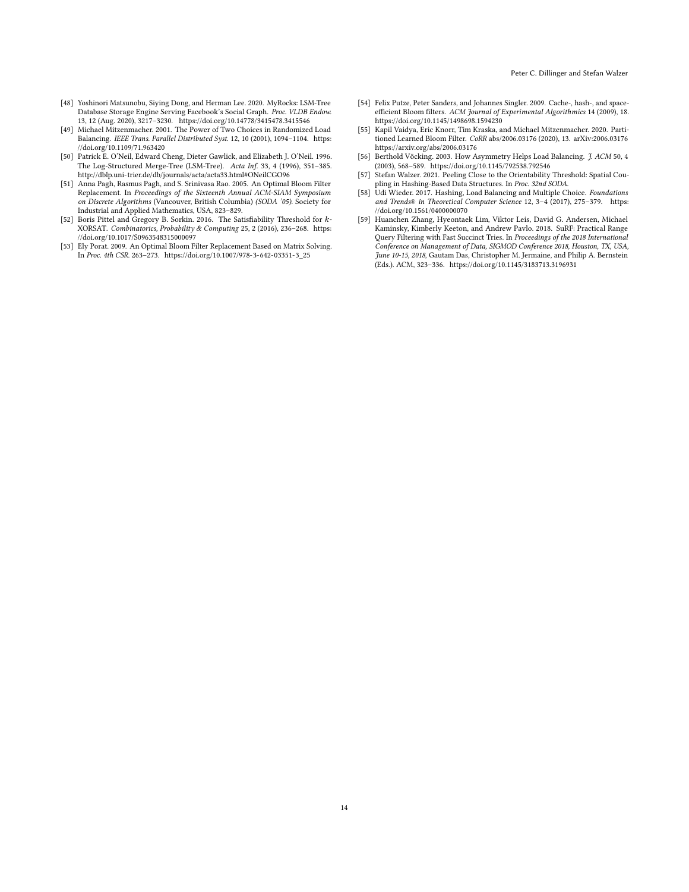[48] Yoshinori Matsunobu, Siying Dong, and Herman Lee. 2020. MyRocks: LSM-Tree Database Storage Engine Serving Facebook's Social Graph. *Proc. VLDB Endow.* 13, 12 (Aug. 2020), 3217–3230. https://doi.org/10.14778/3415478.3415546

[49] Michael Mitzenmacher. 2001. The Power of Two Choices in Randomized Load Balancing. *IEEE Trans. Parallel Distributed Syst.* 12, 10 (2001), 1094–1104. https://doi.org/10.1109/71.963420

[50] Patrick E. O'Neil, Edward Cheng, Dieter Gawlick, and Elizabeth J. O'Neil. 1996. The Log-Structured Merge-Tree (LSM-Tree). *Acta Inf.* 33, 4 (1996), 351–385. http://dblp.uni-trier.de/db/journals/acta/acta33.html#ONeilCGO96

[51] Anna Pagh, Rasmus Pagh, and S. Srinivasa Rao. 2005. An Optimal Bloom Filter Replacement. In *Proceedings of the Sixteenth Annual ACM-SIAM Symposium on Discrete Algorithms* (Vancouver, British Columbia) *(SODA '05)*. Society for Industrial and Applied Mathematics, USA, 823–829.

[52] Boris Pittel and Gregory B. Sorkin. 2016. The Satisfiability Threshold for $k$-XORSAT. *Combinatorics, Probability & Computing* 25, 2 (2016), 236–268. https://doi.org/10.1017/S0963548315000097

[53] Ely Porat. 2009. An Optimal Bloom Filter Replacement Based on Matrix Solving. In *Proc. 4th CSR*. 263–273. https://doi.org/10.1007/978-3-642-03351-3_25

[54] Felix Putze, Peter Sanders, and Johannes Singler. 2009. Cache-, hash-, and space-efficient Bloom filters. *ACM Journal of Experimental Algorithmics* 14 (2009), 18. https://doi.org/10.1145/1498698.1594230

[55] Kapil Vaidya, Eric Knorr, Tim Kraska, and Michael Mitzenmacher. 2020. Partitioned Learned Bloom Filter. *CoRR* abs/2006.03176 (2020), 13. arXiv:2006.03176 https://arxiv.org/abs/2006.03176

[56] Berthold Vöcking. 2003. How Asymmetry Helps Load Balancing. *J. ACM* 50, 4 (2003), 568–589. https://doi.org/10.1145/792538.792546

[57] Stefan Walzer. 2021. Peeling Close to the Orientability Threshold: Spatial Coupling in Hashing-Based Data Structures. In *Proc. 32nd SODA*.

[58] Udi Wieder. 2017. Hashing, Load Balancing and Multiple Choice. *Foundations and Trends® in Theoretical Computer Science* 12, 3–4 (2017), 275–379. https://doi.org/10.1561/0400000070

[59] Huanchen Zhang, Hyeontaek Lim, Viktor Leis, David G. Andersen, Michael Kaminsky, Kimberly Keeton, and Andrew Pavlo. 2018. SuRF: Practical Range Query Filtering with Fast Succinct Tries. In *Proceedings of the 2018 International Conference on Management of Data, SIGMOD Conference 2018, Houston, TX, USA, June 10-15, 2018*, Gautam Das, Christopher M. Jermaine, and Philip A. Bernstein (Eds.). ACM, 323–336. https://doi.org/10.1145/3183713.3196931